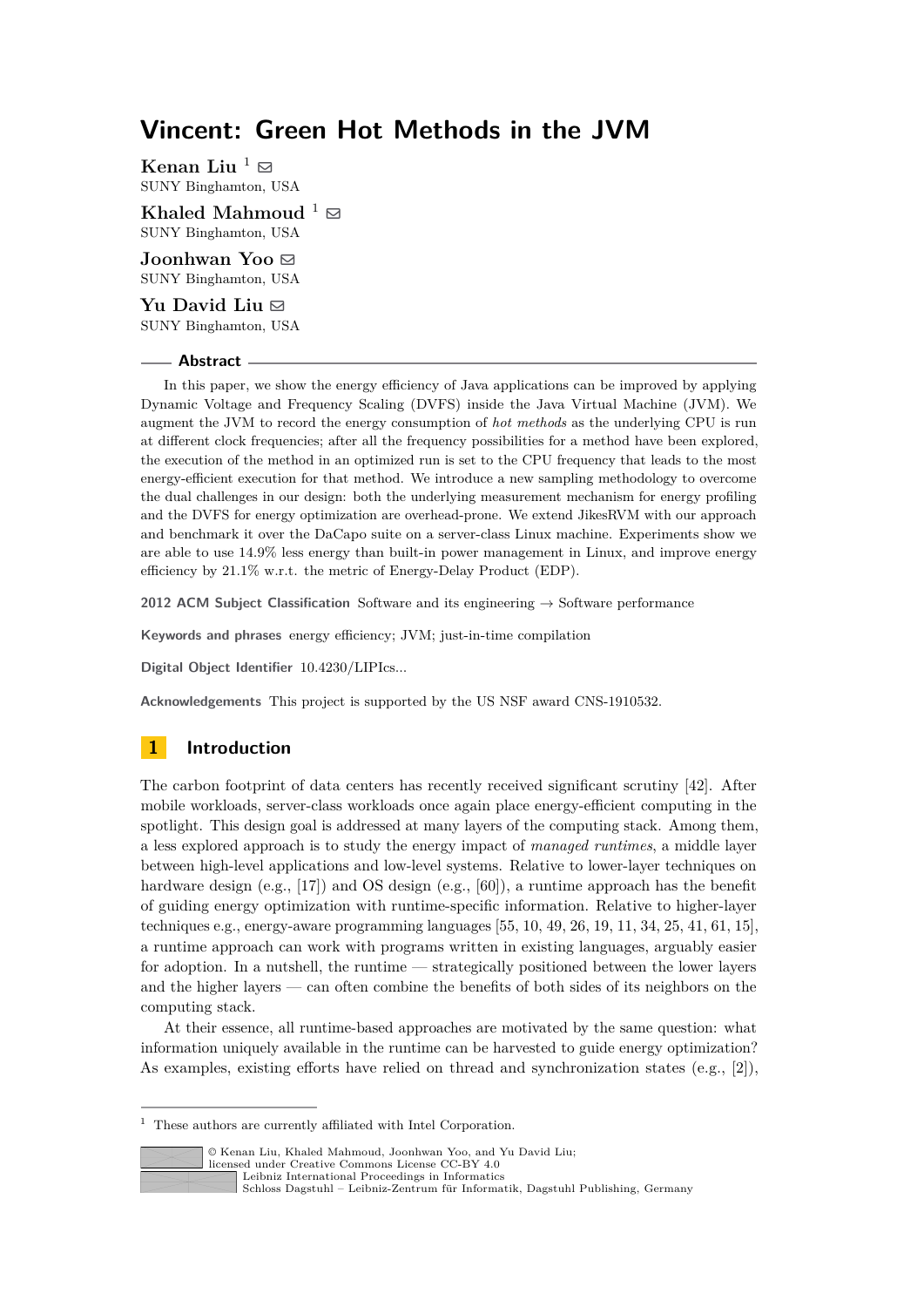# Vincent: Green Hot Methods in the JVM

**Kenan Liu** [1]
SUNY Binghamton, USA

**Khaled Mahmoud** [1]
SUNY Binghamton, USA

**Joonhwan Yoo**
SUNY Binghamton, USA

**Yu David Liu**
SUNY Binghamton, USA

## Abstract

In this paper, we show the energy efficiency of Java applications can be improved by applying Dynamic Voltage and Frequency Scaling (DVFS) inside the Java Virtual Machine (JVM). We augment the JVM to record the energy consumption of *hot methods* as the underlying CPU is run at different clock frequencies; after all the frequency possibilities for a method have been explored, the execution of the method in an optimized run is set to the CPU frequency that leads to the most energy-efficient execution for that method. We introduce a new sampling methodology to overcome the dual challenges in our design: both the underlying measurement mechanism for energy profiling and the DVFS for energy optimization are overhead-prone. We extend JikesRVM with our approach and benchmark it over the DaCapo suite on a server-class Linux machine. Experiments show we are able to use 14.9% less energy than built-in power management in Linux, and improve energy efficiency by 21.1% w.r.t. the metric of Energy-Delay Product (EDP).

**2012 ACM Subject Classification** Software and its engineering → Software performance

**Keywords and phrases** energy efficiency; JVM; just-in-time compilation

**Digital Object Identifier** 10.4230/LIPIcs...

**Acknowledgements** This project is supported by the US NSF award CNS-1910532.

## 1 Introduction

The carbon footprint of data centers has recently received significant scrutiny [42]. After mobile workloads, server-class workloads once again place energy-efficient computing in the spotlight. This design goal is addressed at many layers of the computing stack. Among them, a less explored approach is to study the energy impact of *managed runtimes*, a middle layer between high-level applications and low-level systems. Relative to lower-layer techniques on hardware design (e.g., [17]) and OS design (e.g., [60]), a runtime approach has the benefit of guiding energy optimization with runtime-specific information. Relative to higher-layer techniques e.g., energy-aware programming languages [55, 10, 49, 26, 19, 11, 34, 25, 41, 61, 15], a runtime approach can work with programs written in existing languages, arguably easier for adoption. In a nutshell, the runtime — strategically positioned between the lower layers and the higher layers — can often combine the benefits of both sides of its neighbors on the computing stack.

At their essence, all runtime-based approaches are motivated by the same question: what information uniquely available in the runtime can be harvested to guide energy optimization? As examples, existing efforts have relied on thread and synchronization states (e.g., [2]),

---

[1] These authors are currently affiliated with Intel Corporation.

© Kenan Liu, Khaled Mahmoud, Joonhwan Yoo, and Yu David Liu;
licensed under Creative Commons License CC-BY 4.0
Leibniz International Proceedings in Informatics
Schloss Dagstuhl – Leibniz-Zentrum für Informatik, Dagstuhl Publishing, Germany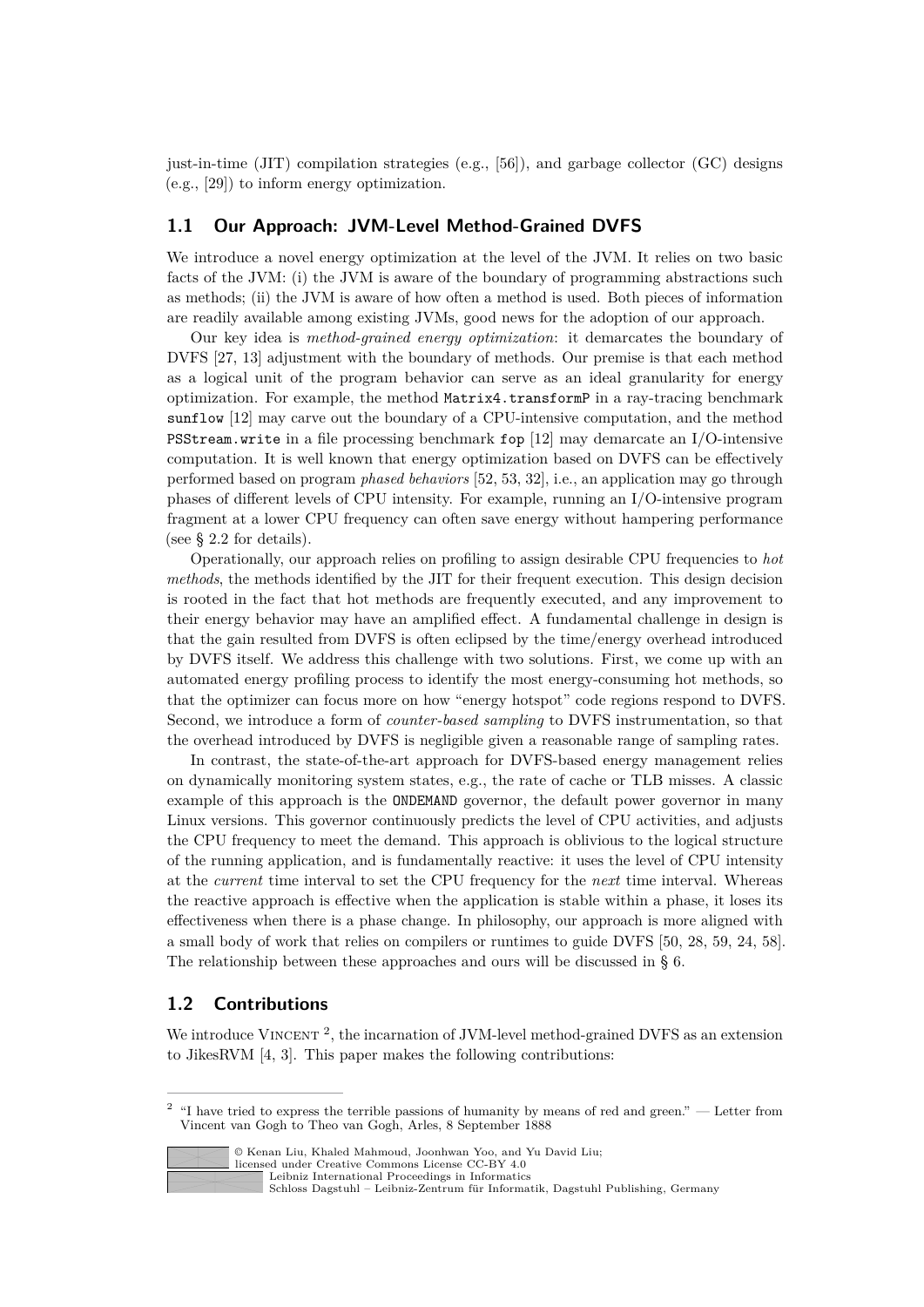just-in-time (JIT) compilation strategies (e.g., [56]), and garbage collector (GC) designs (e.g., [29]) to inform energy optimization.

## 1.1 Our Approach: JVM-Level Method-Grained DVFS

We introduce a novel energy optimization at the level of the JVM. It relies on two basic facts of the JVM: (i) the JVM is aware of the boundary of programming abstractions such as methods; (ii) the JVM is aware of how often a method is used. Both pieces of information are readily available among existing JVMs, good news for the adoption of our approach.

Our key idea is *method-grained energy optimization*: it demarcates the boundary of DVFS [27, 13] adjustment with the boundary of methods. Our premise is that each method as a logical unit of the program behavior can serve as an ideal granularity for energy optimization. For example, the method `Matrix4.transformP` in a ray-tracing benchmark `sunflow` [12] may carve out the boundary of a CPU-intensive computation, and the method `PSStream.write` in a file processing benchmark `fop` [12] may demarcate an I/O-intensive computation. It is well known that energy optimization based on DVFS can be effectively performed based on program *phased behaviors* [52, 53, 32], i.e., an application may go through phases of different levels of CPU intensity. For example, running an I/O-intensive program fragment at a lower CPU frequency can often save energy without hampering performance (see § 2.2 for details).

Operationally, our approach relies on profiling to assign desirable CPU frequencies to *hot methods*, the methods identified by the JIT for their frequent execution. This design decision is rooted in the fact that hot methods are frequently executed, and any improvement to their energy behavior may have an amplified effect. A fundamental challenge in design is that the gain resulted from DVFS is often eclipsed by the time/energy overhead introduced by DVFS itself. We address this challenge with two solutions. First, we come up with an automated energy profiling process to identify the most energy-consuming hot methods, so that the optimizer can focus more on how "energy hotspot" code regions respond to DVFS. Second, we introduce a form of *counter-based sampling* to DVFS instrumentation, so that the overhead introduced by DVFS is negligible given a reasonable range of sampling rates.

In contrast, the state-of-the-art approach for DVFS-based energy management relies on dynamically monitoring system states, e.g., the rate of cache or TLB misses. A classic example of this approach is the `ONDEMAND` governor, the default power governor in many Linux versions. This governor continuously predicts the level of CPU activities, and adjusts the CPU frequency to meet the demand. This approach is oblivious to the logical structure of the running application, and is fundamentally reactive: it uses the level of CPU intensity at the *current* time interval to set the CPU frequency for the *next* time interval. Whereas the reactive approach is effective when the application is stable within a phase, it loses its effectiveness when there is a phase change. In philosophy, our approach is more aligned with a small body of work that relies on compilers or runtimes to guide DVFS [50, 28, 59, 24, 58]. The relationship between these approaches and ours will be discussed in § 6.

## 1.2 Contributions

We introduce VINCENT [2], the incarnation of JVM-level method-grained DVFS as an extension to JikesRVM [4, 3]. This paper makes the following contributions:

---

[2] "I have tried to express the terrible passions of humanity by means of red and green." — Letter from Vincent van Gogh to Theo van Gogh, Arles, 8 September 1888

© Kenan Liu, Khaled Mahmoud, Joonhwan Yoo, and Yu David Liu;
licensed under Creative Commons License CC-BY 4.0
Leibniz International Proceedings in Informatics
Schloss Dagstuhl – Leibniz-Zentrum für Informatik, Dagstuhl Publishing, Germany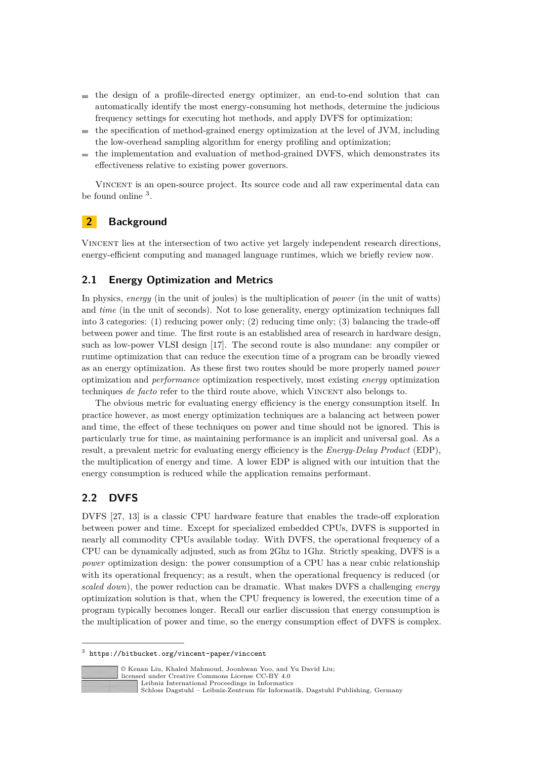- the design of a profile-directed energy optimizer, an end-to-end solution that can automatically identify the most energy-consuming hot methods, determine the judicious frequency settings for executing hot methods, and apply DVFS for optimization;
- the specification of method-grained energy optimization at the level of JVM, including the low-overhead sampling algorithm for energy profiling and optimization;
- the implementation and evaluation of method-grained DVFS, which demonstrates its effectiveness relative to existing power governors.

Vincent is an open-source project. Its source code and all raw experimental data can be found online [3].

## 2 Background

Vincent lies at the intersection of two active yet largely independent research directions, energy-efficient computing and managed language runtimes, which we briefly review now.

### 2.1 Energy Optimization and Metrics

In physics, *energy* (in the unit of joules) is the multiplication of *power* (in the unit of watts) and *time* (in the unit of seconds). Not to lose generality, energy optimization techniques fall into 3 categories: (1) reducing power only; (2) reducing time only; (3) balancing the trade-off between power and time. The first route is an established area of research in hardware design, such as low-power VLSI design [17]. The second route is also mundane: any compiler or runtime optimization that can reduce the execution time of a program can be broadly viewed as an energy optimization. As these first two routes should be more properly named *power* optimization and *performance* optimization respectively, most existing *energy* optimization techniques *de facto* refer to the third route above, which Vincent also belongs to.

The obvious metric for evaluating energy efficiency is the energy consumption itself. In practice however, as most energy optimization techniques are a balancing act between power and time, the effect of these techniques on power and time should not be ignored. This is particularly true for time, as maintaining performance is an implicit and universal goal. As a result, a prevalent metric for evaluating energy efficiency is the *Energy-Delay Product* (EDP), the multiplication of energy and time. A lower EDP is aligned with our intuition that the energy consumption is reduced while the application remains performant.

### 2.2 DVFS

DVFS [27, 13] is a classic CPU hardware feature that enables the trade-off exploration between power and time. Except for specialized embedded CPUs, DVFS is supported in nearly all commodity CPUs available today. With DVFS, the operational frequency of a CPU can be dynamically adjusted, such as from 2Ghz to 1Ghz. Strictly speaking, DVFS is a *power* optimization design: the power consumption of a CPU has a near cubic relationship with its operational frequency; as a result, when the operational frequency is reduced (or *scaled down*), the power reduction can be dramatic. What makes DVFS a challenging *energy* optimization solution is that, when the CPU frequency is lowered, the execution time of a program typically becomes longer. Recall our earlier discussion that energy consumption is the multiplication of power and time, so the energy consumption effect of DVFS is complex.

[3] `https://bitbucket.org/vincent-paper/vinccent`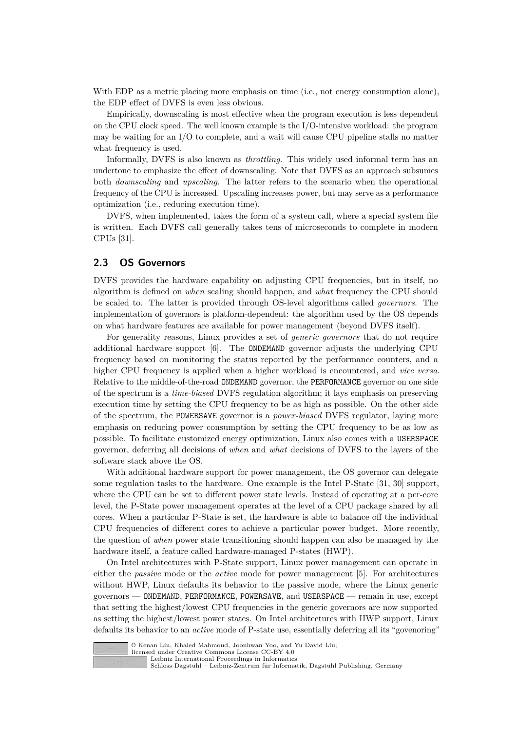With EDP as a metric placing more emphasis on time (i.e., not energy consumption alone), the EDP effect of DVFS is even less obvious.

Empirically, downscaling is most effective when the program execution is less dependent on the CPU clock speed. The well known example is the I/O-intensive workload: the program may be waiting for an I/O to complete, and a wait will cause CPU pipeline stalls no matter what frequency is used.

Informally, DVFS is also known as *throttling*. This widely used informal term has an undertone to emphasize the effect of downscaling. Note that DVFS as an approach subsumes both *downscaling* and *upscaling*. The latter refers to the scenario when the operational frequency of the CPU is increased. Upscaling increases power, but may serve as a performance optimization (i.e., reducing execution time).

DVFS, when implemented, takes the form of a system call, where a special system file is written. Each DVFS call generally takes tens of microseconds to complete in modern CPUs [31].

## 2.3 OS Governors

DVFS provides the hardware capability on adjusting CPU frequencies, but in itself, no algorithm is defined on *when* scaling should happen, and *what* frequency the CPU should be scaled to. The latter is provided through OS-level algorithms called *governors*. The implementation of governors is platform-dependent: the algorithm used by the OS depends on what hardware features are available for power management (beyond DVFS itself).

For generality reasons, Linux provides a set of *generic governors* that do not require additional hardware support [6]. The `ONDEMAND` governor adjusts the underlying CPU frequency based on monitoring the status reported by the performance counters, and a higher CPU frequency is applied when a higher workload is encountered, and *vice versa*. Relative to the middle-of-the-road `ONDEMAND` governor, the `PERFORMANCE` governor on one side of the spectrum is a *time-biased* DVFS regulation algorithm; it lays emphasis on preserving execution time by setting the CPU frequency to be as high as possible. On the other side of the spectrum, the `POWERSAVE` governor is a *power-biased* DVFS regulator, laying more emphasis on reducing power consumption by setting the CPU frequency to be as low as possible. To facilitate customized energy optimization, Linux also comes with a `USERSPACE` governor, deferring all decisions of *when* and *what* decisions of DVFS to the layers of the software stack above the OS.

With additional hardware support for power management, the OS governor can delegate some regulation tasks to the hardware. One example is the Intel P-State [31, 30] support, where the CPU can be set to different power state levels. Instead of operating at a per-core level, the P-State power management operates at the level of a CPU package shared by all cores. When a particular P-State is set, the hardware is able to balance off the individual CPU frequencies of different cores to achieve a particular power budget. More recently, the question of *when* power state transitioning should happen can also be managed by the hardware itself, a feature called hardware-managed P-states (HWP).

On Intel architectures with P-State support, Linux power management can operate in either the *passive* mode or the *active* mode for power management [5]. For architectures without HWP, Linux defaults its behavior to the passive mode, where the Linux generic governors — `ONDEMAND`, `PERFORMANCE`, `POWERSAVE`, and `USERSPACE` — remain in use, except that setting the highest/lowest CPU frequencies in the generic governors are now supported as setting the highest/lowest power states. On Intel architectures with HWP support, Linux defaults its behavior to an *active* mode of P-state use, essentially deferring all its "govenoring"

© Kenan Liu, Khaled Mahmoud, Joonhwan Yoo, and Yu David Liu;
licensed under Creative Commons License CC-BY 4.0
Leibniz International Proceedings in Informatics
Schloss Dagstuhl – Leibniz-Zentrum für Informatik, Dagstuhl Publishing, Germany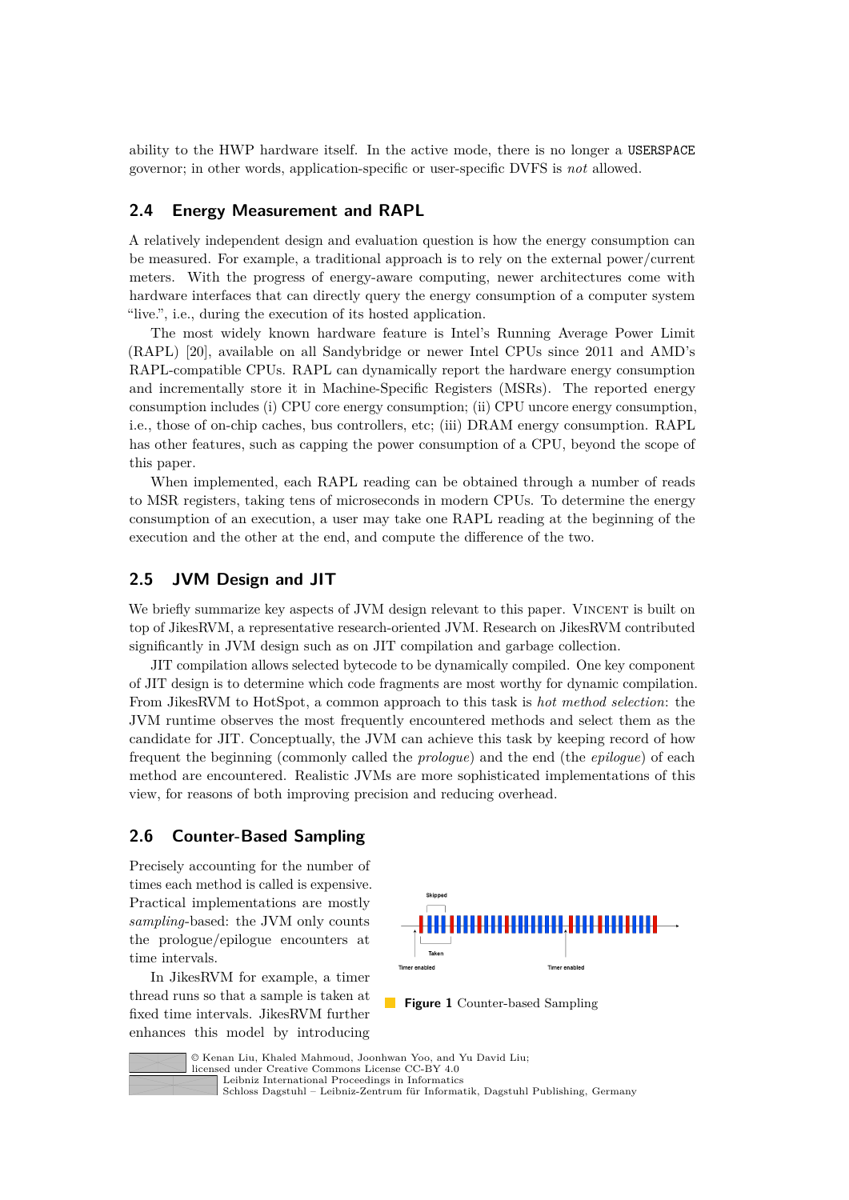ability to the HWP hardware itself. In the active mode, there is no longer a `USERSPACE` governor; in other words, application-specific or user-specific DVFS is *not* allowed.

## 2.4 Energy Measurement and RAPL

A relatively independent design and evaluation question is how the energy consumption can be measured. For example, a traditional approach is to rely on the external power/current meters. With the progress of energy-aware computing, newer architectures come with hardware interfaces that can directly query the energy consumption of a computer system "live.", i.e., during the execution of its hosted application.

The most widely known hardware feature is Intel's Running Average Power Limit (RAPL) [20], available on all Sandybridge or newer Intel CPUs since 2011 and AMD's RAPL-compatible CPUs. RAPL can dynamically report the hardware energy consumption and incrementally store it in Machine-Specific Registers (MSRs). The reported energy consumption includes (i) CPU core energy consumption; (ii) CPU uncore energy consumption, i.e., those of on-chip caches, bus controllers, etc; (iii) DRAM energy consumption. RAPL has other features, such as capping the power consumption of a CPU, beyond the scope of this paper.

When implemented, each RAPL reading can be obtained through a number of reads to MSR registers, taking tens of microseconds in modern CPUs. To determine the energy consumption of an execution, a user may take one RAPL reading at the beginning of the execution and the other at the end, and compute the difference of the two.

## 2.5 JVM Design and JIT

We briefly summarize key aspects of JVM design relevant to this paper. VINCENT is built on top of JikesRVM, a representative research-oriented JVM. Research on JikesRVM contributed significantly in JVM design such as on JIT compilation and garbage collection.

JIT compilation allows selected bytecode to be dynamically compiled. One key component of JIT design is to determine which code fragments are most worthy for dynamic compilation. From JikesRVM to HotSpot, a common approach to this task is *hot method selection*: the JVM runtime observes the most frequently encountered methods and select them as the candidate for JIT. Conceptually, the JVM can achieve this task by keeping record of how frequent the beginning (commonly called the *prologue*) and the end (the *epilogue*) of each method are encountered. Realistic JVMs are more sophisticated implementations of this view, for reasons of both improving precision and reducing overhead.

## 2.6 Counter-Based Sampling

Precisely accounting for the number of times each method is called is expensive. Practical implementations are mostly *sampling*-based: the JVM only counts the prologue/epilogue encounters at time intervals.

In JikesRVM for example, a timer thread runs so that a sample is taken at fixed time intervals. JikesRVM further enhances this model by introducing

**Figure 1** Counter-based Sampling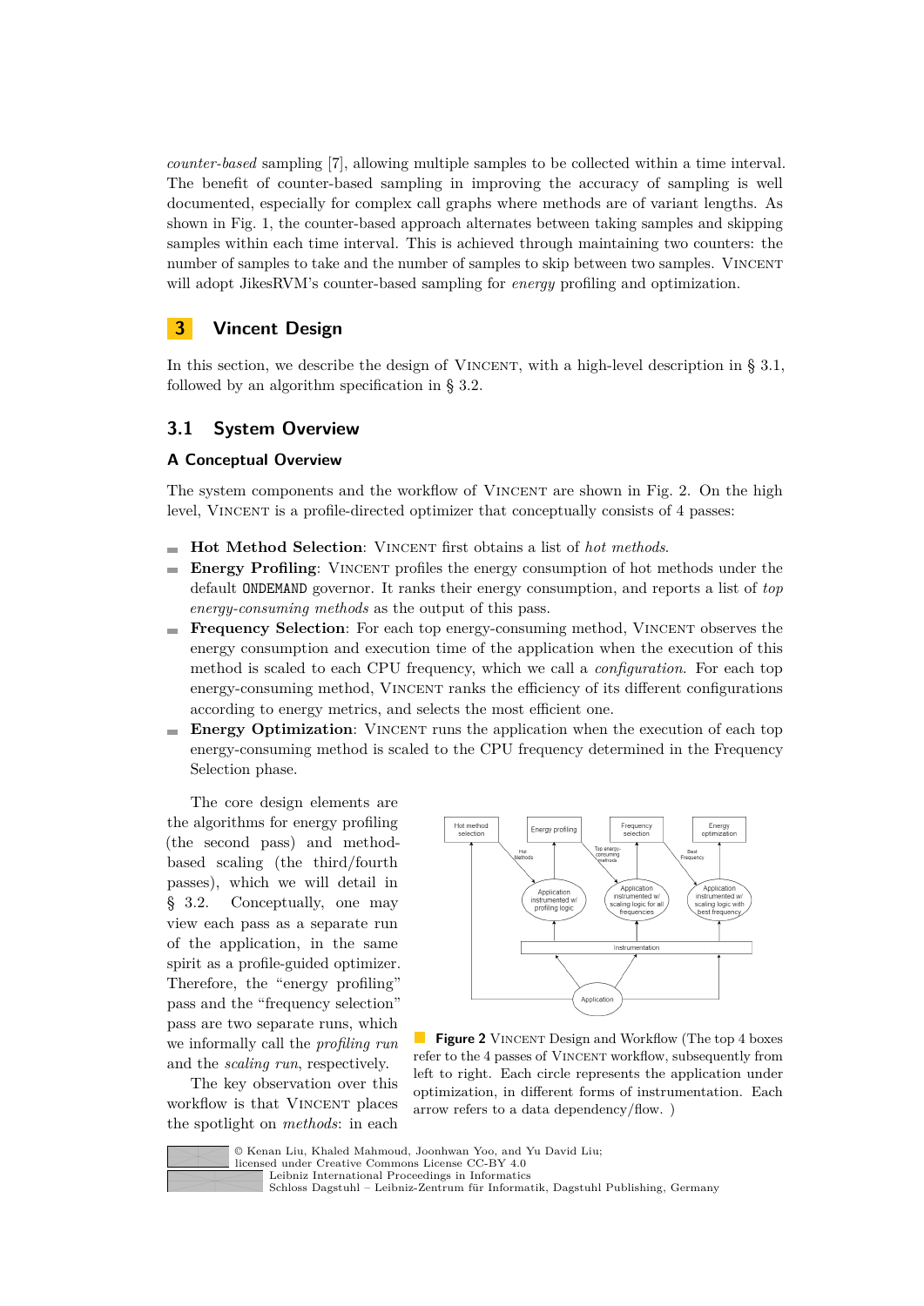*counter-based* sampling [7], allowing multiple samples to be collected within a time interval. The benefit of counter-based sampling in improving the accuracy of sampling is well documented, especially for complex call graphs where methods are of variant lengths. As shown in Fig. 1, the counter-based approach alternates between taking samples and skipping samples within each time interval. This is achieved through maintaining two counters: the number of samples to take and the number of samples to skip between two samples. Vincent will adopt JikesRVM's counter-based sampling for *energy* profiling and optimization.

# 3 Vincent Design

In this section, we describe the design of Vincent, with a high-level description in § 3.1, followed by an algorithm specification in § 3.2.

## 3.1 System Overview

### A Conceptual Overview

The system components and the workflow of Vincent are shown in Fig. 2. On the high level, Vincent is a profile-directed optimizer that conceptually consists of 4 passes:

- **Hot Method Selection**: Vincent first obtains a list of *hot methods*.
- **Energy Profiling**: Vincent profiles the energy consumption of hot methods under the default `ONDEMAND` governor. It ranks their energy consumption, and reports a list of *top energy-consuming methods* as the output of this pass.
- **Frequency Selection**: For each top energy-consuming method, Vincent observes the energy consumption and execution time of the application when the execution of this method is scaled to each CPU frequency, which we call a *configuration*. For each top energy-consuming method, Vincent ranks the efficiency of its different configurations according to energy metrics, and selects the most efficient one.
- **Energy Optimization**: Vincent runs the application when the execution of each top energy-consuming method is scaled to the CPU frequency determined in the Frequency Selection phase.

The core design elements are the algorithms for energy profiling (the second pass) and method-based scaling (the third/fourth passes), which we will detail in § 3.2. Conceptually, one may view each pass as a separate run of the application, in the same spirit as a profile-guided optimizer. Therefore, the "energy profiling" pass and the "frequency selection" pass are two separate runs, which we informally call the *profiling run* and the *scaling run*, respectively.

The key observation over this workflow is that Vincent places the spotlight on *methods*: in each

**Figure 2** Vincent Design and Workflow (The top 4 boxes refer to the 4 passes of Vincent workflow, subsequently from left to right. Each circle represents the application under optimization, in different forms of instrumentation. Each arrow refers to a data dependency/flow. )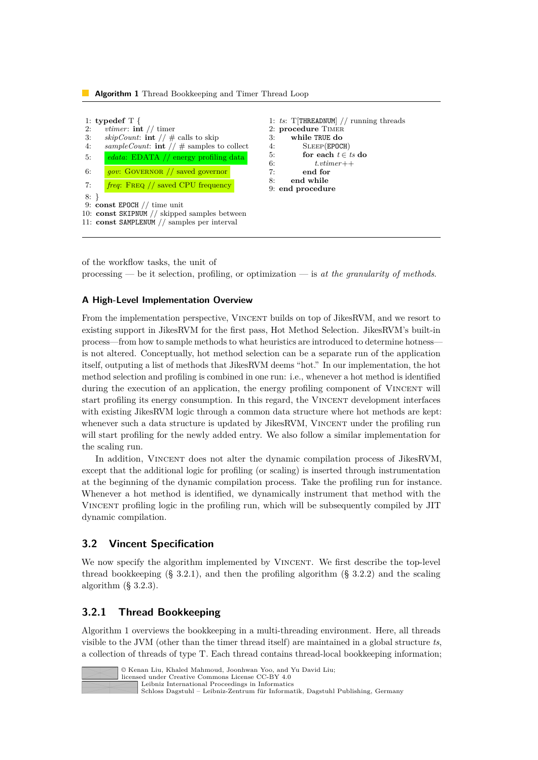**Algorithm 1** Thread Bookkeeping and Timer Thread Loop

```
1: typedef T {
2:     vtimer: int // timer
3:     skipCount: int // # calls to skip
4:     sampleCount: int // # samples to collect
5:     edata: EDATA // energy profiling data
6:     gov: GOVERNOR // saved governor
7:     freq: FREQ // saved CPU frequency
8: }
9: const EPOCH // time unit
10: const SKIPNUM // skipped samples between
11: const SAMPLENUM // samples per interval
```

```
1: ts: T[THREADNUM] // running threads
2: procedure TIMER
3:     while TRUE do
4:         SLEEP(EPOCH)
5:         for each t ∈ ts do
6:             t.vtimer++
7:         end for
8:     end while
9: end procedure
```

of the workflow tasks, the unit of processing — be it selection, profiling, or optimization — is *at the granularity of methods*.

#### A High-Level Implementation Overview

From the implementation perspective, Vincent builds on top of JikesRVM, and we resort to existing support in JikesRVM for the first pass, Hot Method Selection. JikesRVM's built-in process—from how to sample methods to what heuristics are introduced to determine hotness—is not altered. Conceptually, hot method selection can be a separate run of the application itself, outputting a list of methods that JikesRVM deems "hot." In our implementation, the hot method selection and profiling is combined in one run: i.e., whenever a hot method is identified during the execution of an application, the energy profiling component of Vincent will start profiling its energy consumption. In this regard, the Vincent development interfaces with existing JikesRVM logic through a common data structure where hot methods are kept: whenever such a data structure is updated by JikesRVM, Vincent under the profiling run will start profiling for the newly added entry. We also follow a similar implementation for the scaling run.

In addition, Vincent does not alter the dynamic compilation process of JikesRVM, except that the additional logic for profiling (or scaling) is inserted through instrumentation at the beginning of the dynamic compilation process. Take the profiling run for instance. Whenever a hot method is identified, we dynamically instrument that method with the Vincent profiling logic in the profiling run, which will be subsequently compiled by JIT dynamic compilation.

## 3.2 Vincent Specification

We now specify the algorithm implemented by Vincent. We first describe the top-level thread bookkeeping (§ 3.2.1), and then the profiling algorithm (§ 3.2.2) and the scaling algorithm (§ 3.2.3).

### 3.2.1 Thread Bookkeeping

Algorithm 1 overviews the bookkeeping in a multi-threading environment. Here, all threads visible to the JVM (other than the timer thread itself) are maintained in a global structure *ts*, a collection of threads of type T. Each thread contains thread-local bookkeeping information;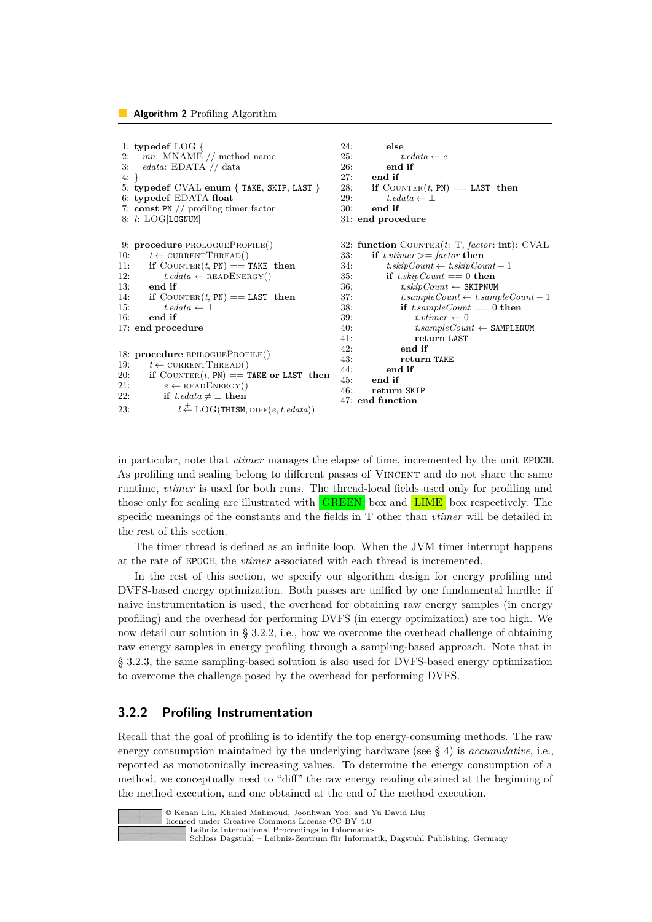**Algorithm 2** Profiling Algorithm

```
1: typedef LOG {
2:   mn: MNAME // method name
3:   edata: EDATA // data
4: }
5: typedef CVAL enum { TAKE, SKIP, LAST }
6: typedef EDATA float
7: const PN // profiling timer factor
8: l: LOG[LOGNUM]

9: procedure PROLOGUEPROFILE()
10:   t ← CURRENTTHREAD()
11:   if COUNTER(t, PN) == TAKE then
12:     t.edata ← READENERGY()
13:   end if
14:   if COUNTER(t, PN) == LAST then
15:     t.edata ← ⊥
16:   end if
17: end procedure

18: procedure EPILOGUEPROFILE()
19:   t ← CURRENTTHREAD()
20:   if COUNTER(t, PN) == TAKE or LAST then
21:     e ← READENERGY()
22:     if t.edata ≠ ⊥ then
23:       l ←+ LOG(THISM, DIFF(e, t.edata))
24:     else
25:       t.edata ← e
26:     end if
27:   end if
28:   if COUNTER(t, PN) == LAST then
29:     t.edata ← ⊥
30:   end if
31: end procedure

32: function COUNTER(t: T, factor: int): CVAL
33:   if t.vtimer >= factor then
34:     t.skipCount ← t.skipCount − 1
35:     if t.skipCount == 0 then
36:       t.skipCount ← SKIPNUM
37:       t.sampleCount ← t.sampleCount − 1
38:       if t.sampleCount == 0 then
39:         t.vtimer ← 0
40:         t.sampleCount ← SAMPLENUM
41:         return LAST
42:       end if
43:       return TAKE
44:     end if
45:   end if
46:   return SKIP
47: end function
```

in particular, note that *vtimer* manages the elapse of time, incremented by the unit EPOCH. As profiling and scaling belong to different passes of VINCENT and do not share the same runtime, *vtimer* is used for both runs. The thread-local fields used only for profiling and those only for scaling are illustrated with GREEN box and LIME box respectively. The specific meanings of the constants and the fields in T other than *vtimer* will be detailed in the rest of this section.

The timer thread is defined as an infinite loop. When the JVM timer interrupt happens at the rate of EPOCH, the *vtimer* associated with each thread is incremented.

In the rest of this section, we specify our algorithm design for energy profiling and DVFS-based energy optimization. Both passes are unified by one fundamental hurdle: if naive instrumentation is used, the overhead for obtaining raw energy samples (in energy profiling) and the overhead for performing DVFS (in energy optimization) are too high. We now detail our solution in § 3.2.2, i.e., how we overcome the overhead challenge of obtaining raw energy samples in energy profiling through a sampling-based approach. Note that in § 3.2.3, the same sampling-based solution is also used for DVFS-based energy optimization to overcome the challenge posed by the overhead for performing DVFS.

### 3.2.2 Profiling Instrumentation

Recall that the goal of profiling is to identify the top energy-consuming methods. The raw energy consumption maintained by the underlying hardware (see § 4) is *accumulative*, i.e., reported as monotonically increasing values. To determine the energy consumption of a method, we conceptually need to "diff" the raw energy reading obtained at the beginning of the method execution, and one obtained at the end of the method execution.

© Kenan Liu, Khaled Mahmoud, Joonhwan Yoo, and Yu David Liu;
licensed under Creative Commons License CC-BY 4.0
Leibniz International Proceedings in Informatics
Schloss Dagstuhl – Leibniz-Zentrum für Informatik, Dagstuhl Publishing, Germany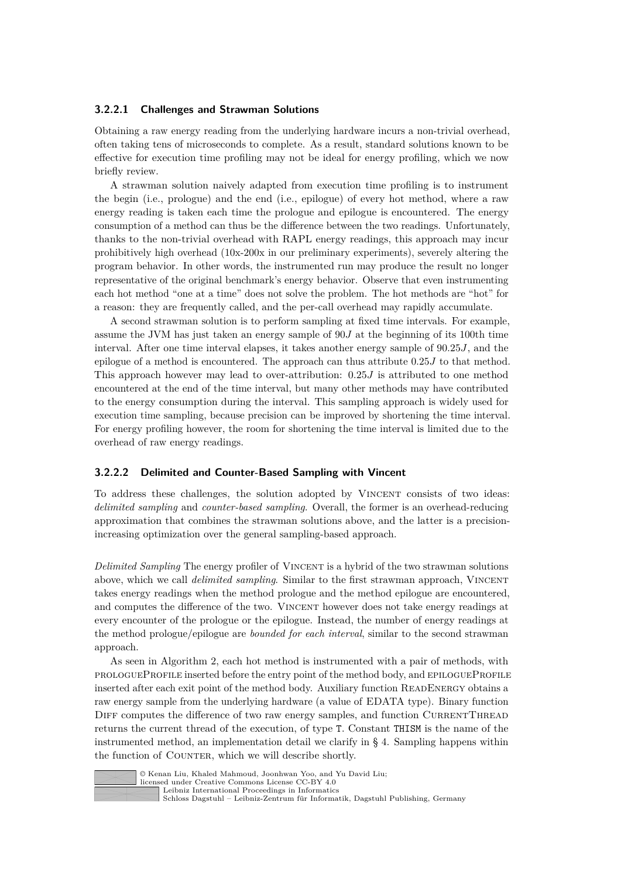#### 3.2.2.1 Challenges and Strawman Solutions

Obtaining a raw energy reading from the underlying hardware incurs a non-trivial overhead, often taking tens of microseconds to complete. As a result, standard solutions known to be effective for execution time profiling may not be ideal for energy profiling, which we now briefly review.

A strawman solution naively adapted from execution time profiling is to instrument the begin (i.e., prologue) and the end (i.e., epilogue) of every hot method, where a raw energy reading is taken each time the prologue and epilogue is encountered. The energy consumption of a method can thus be the difference between the two readings. Unfortunately, thanks to the non-trivial overhead with RAPL energy readings, this approach may incur prohibitively high overhead (10x-200x in our preliminary experiments), severely altering the program behavior. In other words, the instrumented run may produce the result no longer representative of the original benchmark's energy behavior. Observe that even instrumenting each hot method "one at a time" does not solve the problem. The hot methods are "hot" for a reason: they are frequently called, and the per-call overhead may rapidly accumulate.

A second strawman solution is to perform sampling at fixed time intervals. For example, assume the JVM has just taken an energy sample of $90J$ at the beginning of its 100th time interval. After one time interval elapses, it takes another energy sample of $90.25J$, and the epilogue of a method is encountered. The approach can thus attribute $0.25J$ to that method. This approach however may lead to over-attribution: $0.25J$ is attributed to one method encountered at the end of the time interval, but many other methods may have contributed to the energy consumption during the interval. This sampling approach is widely used for execution time sampling, because precision can be improved by shortening the time interval. For energy profiling however, the room for shortening the time interval is limited due to the overhead of raw energy readings.

#### 3.2.2.2 Delimited and Counter-Based Sampling with Vincent

To address these challenges, the solution adopted by VINCENT consists of two ideas: *delimited sampling* and *counter-based sampling*. Overall, the former is an overhead-reducing approximation that combines the strawman solutions above, and the latter is a precision-increasing optimization over the general sampling-based approach.

*Delimited Sampling* The energy profiler of VINCENT is a hybrid of the two strawman solutions above, which we call *delimited sampling*. Similar to the first strawman approach, VINCENT takes energy readings when the method prologue and the method epilogue are encountered, and computes the difference of the two. VINCENT however does not take energy readings at every encounter of the prologue or the epilogue. Instead, the number of energy readings at the method prologue/epilogue are *bounded for each interval*, similar to the second strawman approach.

As seen in Algorithm 2, each hot method is instrumented with a pair of methods, with PROLOGUEPROFILE inserted before the entry point of the method body, and EPILOGUEPROFILE inserted after each exit point of the method body. Auxiliary function READENERGY obtains a raw energy sample from the underlying hardware (a value of EDATA type). Binary function DIFF computes the difference of two raw energy samples, and function CURRENTTHREAD returns the current thread of the execution, of type T. Constant THISM is the name of the instrumented method, an implementation detail we clarify in § 4. Sampling happens within the function of COUNTER, which we will describe shortly.

© Kenan Liu, Khaled Mahmoud, Joonhwan Yoo, and Yu David Liu;
licensed under Creative Commons License CC-BY 4.0
Leibniz International Proceedings in Informatics
Schloss Dagstuhl – Leibniz-Zentrum für Informatik, Dagstuhl Publishing, Germany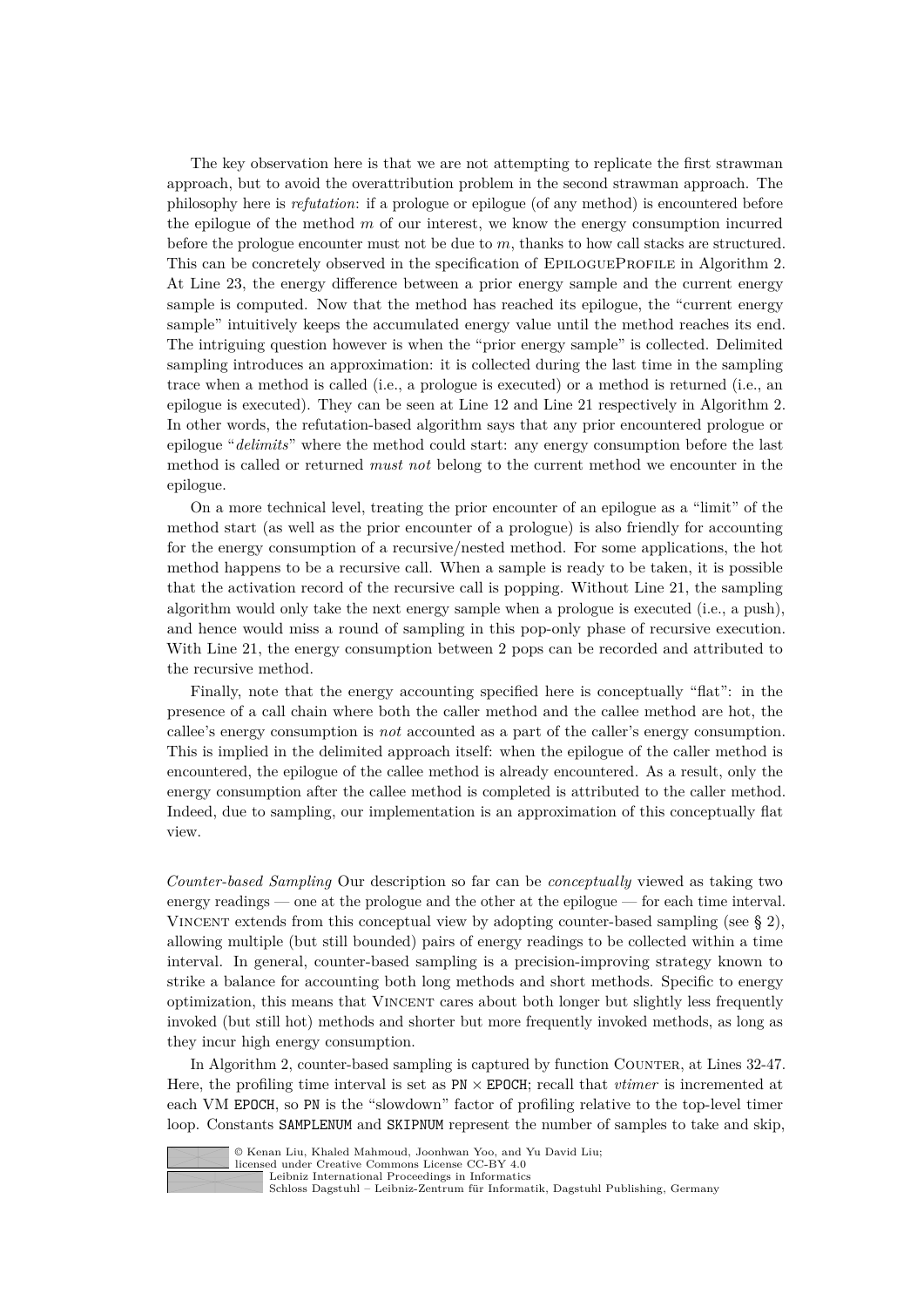The key observation here is that we are not attempting to replicate the first strawman approach, but to avoid the overattribution problem in the second strawman approach. The philosophy here is *refutation*: if a prologue or epilogue (of any method) is encountered before the epilogue of the method $m$ of our interest, we know the energy consumption incurred before the prologue encounter must not be due to $m$, thanks to how call stacks are structured. This can be concretely observed in the specification of EpilogueProfile in Algorithm 2. At Line 23, the energy difference between a prior energy sample and the current energy sample is computed. Now that the method has reached its epilogue, the "current energy sample" intuitively keeps the accumulated energy value until the method reaches its end. The intriguing question however is when the "prior energy sample" is collected. Delimited sampling introduces an approximation: it is collected during the last time in the sampling trace when a method is called (i.e., a prologue is executed) or a method is returned (i.e., an epilogue is executed). They can be seen at Line 12 and Line 21 respectively in Algorithm 2. In other words, the refutation-based algorithm says that any prior encountered prologue or epilogue "*delimits*" where the method could start: any energy consumption before the last method is called or returned *must not* belong to the current method we encounter in the epilogue.

On a more technical level, treating the prior encounter of an epilogue as a "limit" of the method start (as well as the prior encounter of a prologue) is also friendly for accounting for the energy consumption of a recursive/nested method. For some applications, the hot method happens to be a recursive call. When a sample is ready to be taken, it is possible that the activation record of the recursive call is popping. Without Line 21, the sampling algorithm would only take the next energy sample when a prologue is executed (i.e., a push), and hence would miss a round of sampling in this pop-only phase of recursive execution. With Line 21, the energy consumption between 2 pops can be recorded and attributed to the recursive method.

Finally, note that the energy accounting specified here is conceptually "flat": in the presence of a call chain where both the caller method and the callee method are hot, the callee's energy consumption is *not* accounted as a part of the caller's energy consumption. This is implied in the delimited approach itself: when the epilogue of the caller method is encountered, the epilogue of the callee method is already encountered. As a result, only the energy consumption after the callee method is completed is attributed to the caller method. Indeed, due to sampling, our implementation is an approximation of this conceptually flat view.

*Counter-based Sampling* Our description so far can be *conceptually* viewed as taking two energy readings — one at the prologue and the other at the epilogue — for each time interval. Vincent extends from this conceptual view by adopting counter-based sampling (see § 2), allowing multiple (but still bounded) pairs of energy readings to be collected within a time interval. In general, counter-based sampling is a precision-improving strategy known to strike a balance for accounting both long methods and short methods. Specific to energy optimization, this means that Vincent cares about both longer but slightly less frequently invoked (but still hot) methods and shorter but more frequently invoked methods, as long as they incur high energy consumption.

In Algorithm 2, counter-based sampling is captured by function Counter, at Lines 32-47. Here, the profiling time interval is set as `PN` $\times$ `EPOCH`; recall that *vtimer* is incremented at each VM `EPOCH`, so `PN` is the "slowdown" factor of profiling relative to the top-level timer loop. Constants `SAMPLENUM` and `SKIPNUM` represent the number of samples to take and skip,

© Kenan Liu, Khaled Mahmoud, Joonhwan Yoo, and Yu David Liu;
licensed under Creative Commons License CC-BY 4.0
Leibniz International Proceedings in Informatics
Schloss Dagstuhl – Leibniz-Zentrum für Informatik, Dagstuhl Publishing, Germany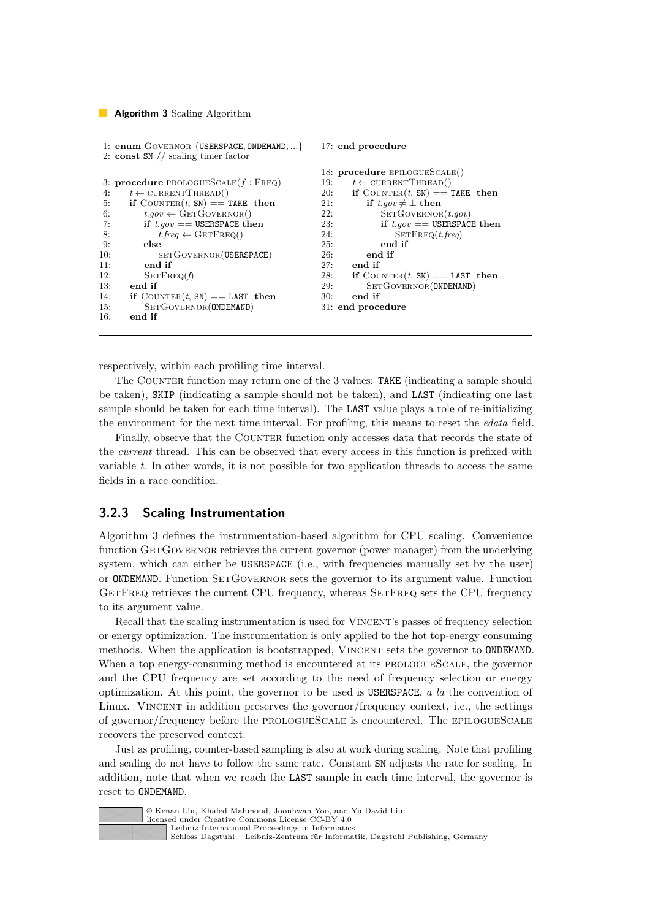**Algorithm 3** Scaling Algorithm

```
1: enum Governor {USERSPACE, ONDEMAND, ...}
2: const SN // scaling timer factor

3: procedure prologueScale(f : Freq)
4:     t ← currentThread()
5:     if Counter(t, SN) == TAKE then
6:         t.gov ← GetGovernor()
7:         if t.gov == USERSPACE then
8:             t.freq ← GetFreq()
9:         else
10:            setGovernor(USERSPACE)
11:        end if
12:        SetFreq(f)
13:    end if
14:    if Counter(t, SN) == LAST then
15:        SetGovernor(ONDEMAND)
16:    end if
17: end procedure

18: procedure epilogueScale()
19:     t ← currentThread()
20:     if Counter(t, SN) == TAKE then
21:         if t.gov ≠ ⊥ then
22:             SetGovernor(t.gov)
23:             if t.gov == USERSPACE then
24:                 SetFreq(t.freq)
25:             end if
26:         end if
27:     end if
28:     if Counter(t, SN) == LAST then
29:         SetGovernor(ONDEMAND)
30:     end if
31: end procedure
```

respectively, within each profiling time interval.

The Counter function may return one of the 3 values: TAKE (indicating a sample should be taken), SKIP (indicating a sample should not be taken), and LAST (indicating one last sample should be taken for each time interval). The LAST value plays a role of re-initializing the environment for the next time interval. For profiling, this means to reset the *edata* field.

Finally, observe that the Counter function only accesses data that records the state of the *current* thread. This can be observed that every access in this function is prefixed with variable *t*. In other words, it is not possible for two application threads to access the same fields in a race condition.

### 3.2.3 Scaling Instrumentation

Algorithm 3 defines the instrumentation-based algorithm for CPU scaling. Convenience function GetGovernor retrieves the current governor (power manager) from the underlying system, which can either be USERSPACE (i.e., with frequencies manually set by the user) or ONDEMAND. Function SetGovernor sets the governor to its argument value. Function GetFreq retrieves the current CPU frequency, whereas SetFreq sets the CPU frequency to its argument value.

Recall that the scaling instrumentation is used for Vincent's passes of frequency selection or energy optimization. The instrumentation is only applied to the hot top-energy consuming methods. When the application is bootstrapped, Vincent sets the governor to ONDEMAND. When a top energy-consuming method is encountered at its prologueScale, the governor and the CPU frequency are set according to the need of frequency selection or energy optimization. At this point, the governor to be used is USERSPACE, *a la* the convention of Linux. Vincent in addition preserves the governor/frequency context, i.e., the settings of governor/frequency before the prologueScale is encountered. The epilogueScale recovers the preserved context.

Just as profiling, counter-based sampling is also at work during scaling. Note that profiling and scaling do not have to follow the same rate. Constant SN adjusts the rate for scaling. In addition, note that when we reach the LAST sample in each time interval, the governor is reset to ONDEMAND.

© Kenan Liu, Khaled Mahmoud, Joonhwan Yoo, and Yu David Liu;
licensed under Creative Commons License CC-BY 4.0
Leibniz International Proceedings in Informatics
Schloss Dagstuhl – Leibniz-Zentrum für Informatik, Dagstuhl Publishing, Germany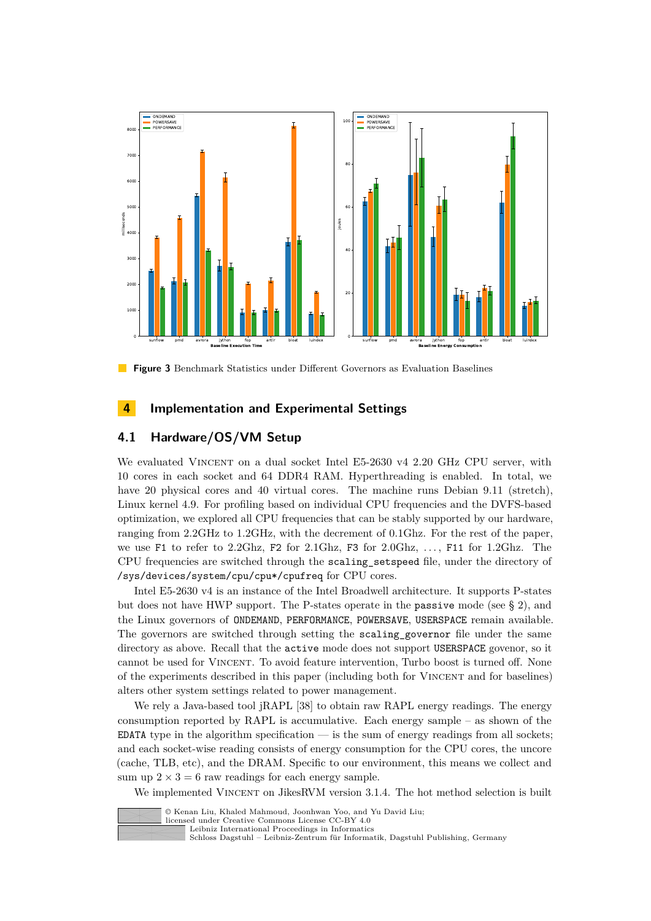**Figure 3** Benchmark Statistics under Different Governors as Evaluation Baselines

## 4 Implementation and Experimental Settings

### 4.1 Hardware/OS/VM Setup

We evaluated Vincent on a dual socket Intel E5-2630 v4 2.20 GHz CPU server, with 10 cores in each socket and 64 DDR4 RAM. Hyperthreading is enabled. In total, we have 20 physical cores and 40 virtual cores. The machine runs Debian 9.11 (stretch), Linux kernel 4.9. For profiling based on individual CPU frequencies and the DVFS-based optimization, we explored all CPU frequencies that can be stably supported by our hardware, ranging from 2.2GHz to 1.2GHz, with the decrement of 0.1Ghz. For the rest of the paper, we use `F1` to refer to 2.2Ghz, `F2` for 2.1Ghz, `F3` for 2.0Ghz, ..., `F11` for 1.2Ghz. The CPU frequencies are switched through the `scaling_setspeed` file, under the directory of `/sys/devices/system/cpu/cpu*/cpufreq` for CPU cores.

Intel E5-2630 v4 is an instance of the Intel Broadwell architecture. It supports P-states but does not have HWP support. The P-states operate in the `passive` mode (see § 2), and the Linux governors of `ONDEMAND`, `PERFORMANCE`, `POWERSAVE`, `USERSPACE` remain available. The governors are switched through setting the `scaling_governor` file under the same directory as above. Recall that the `active` mode does not support `USERSPACE` govenor, so it cannot be used for Vincent. To avoid feature intervention, Turbo boost is turned off. None of the experiments described in this paper (including both for Vincent and for baselines) alters other system settings related to power management.

We rely a Java-based tool jRAPL [38] to obtain raw RAPL energy readings. The energy consumption reported by RAPL is accumulative. Each energy sample – as shown of the `EDATA` type in the algorithm specification — is the sum of energy readings from all sockets; and each socket-wise reading consists of energy consumption for the CPU cores, the uncore (cache, TLB, etc), and the DRAM. Specific to our environment, this means we collect and sum up $2 \times 3 = 6$ raw readings for each energy sample.

We implemented Vincent on JikesRVM version 3.1.4. The hot method selection is built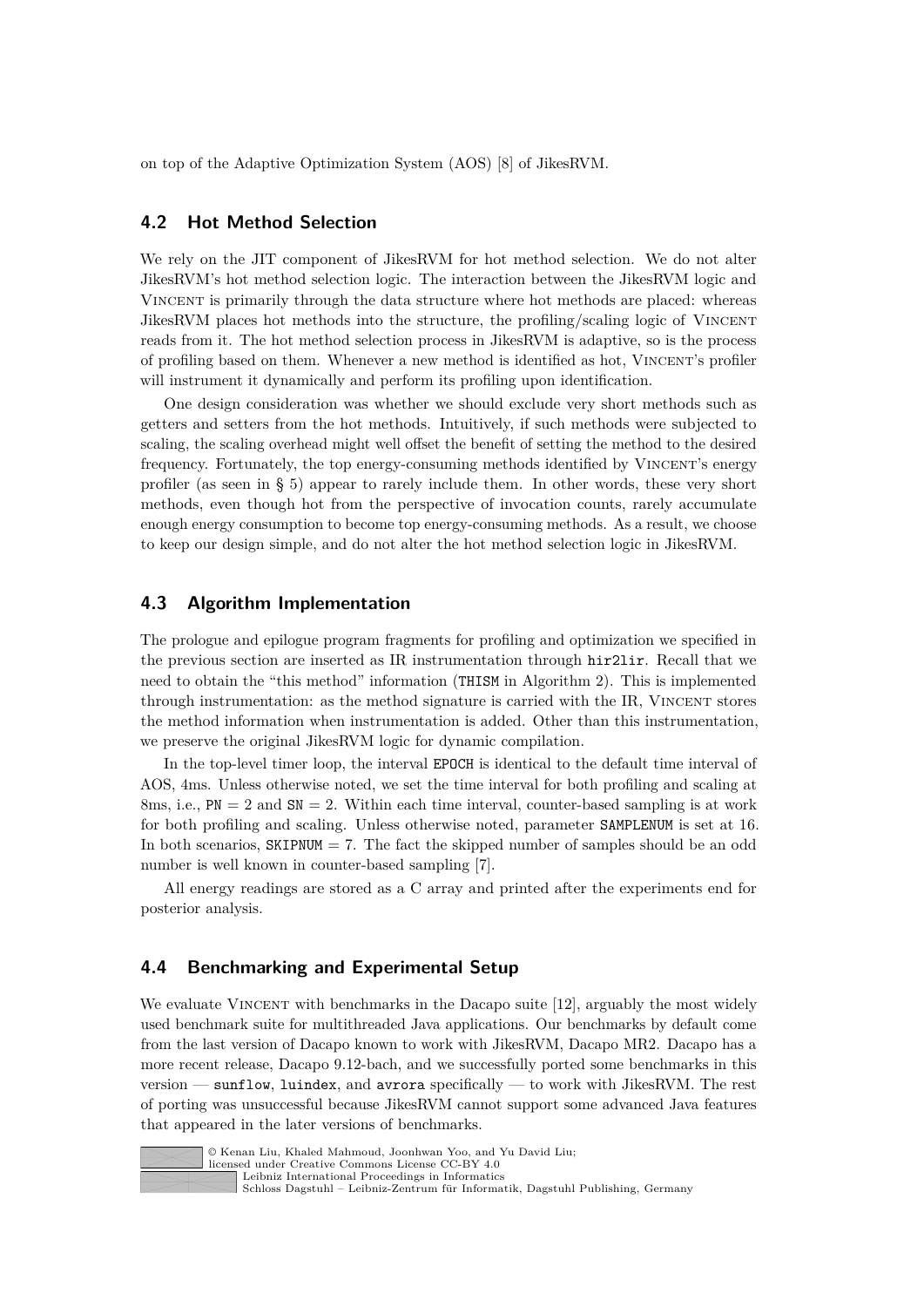on top of the Adaptive Optimization System (AOS) [8] of JikesRVM.

### 4.2 Hot Method Selection

We rely on the JIT component of JikesRVM for hot method selection. We do not alter JikesRVM's hot method selection logic. The interaction between the JikesRVM logic and Vincent is primarily through the data structure where hot methods are placed: whereas JikesRVM places hot methods into the structure, the profiling/scaling logic of Vincent reads from it. The hot method selection process in JikesRVM is adaptive, so is the process of profiling based on them. Whenever a new method is identified as hot, Vincent's profiler will instrument it dynamically and perform its profiling upon identification.

One design consideration was whether we should exclude very short methods such as getters and setters from the hot methods. Intuitively, if such methods were subjected to scaling, the scaling overhead might well offset the benefit of setting the method to the desired frequency. Fortunately, the top energy-consuming methods identified by Vincent's energy profiler (as seen in § 5) appear to rarely include them. In other words, these very short methods, even though hot from the perspective of invocation counts, rarely accumulate enough energy consumption to become top energy-consuming methods. As a result, we choose to keep our design simple, and do not alter the hot method selection logic in JikesRVM.

### 4.3 Algorithm Implementation

The prologue and epilogue program fragments for profiling and optimization we specified in the previous section are inserted as IR instrumentation through `hir2lir`. Recall that we need to obtain the "this method" information (`THISM` in Algorithm 2). This is implemented through instrumentation: as the method signature is carried with the IR, Vincent stores the method information when instrumentation is added. Other than this instrumentation, we preserve the original JikesRVM logic for dynamic compilation.

In the top-level timer loop, the interval `EPOCH` is identical to the default time interval of AOS, 4ms. Unless otherwise noted, we set the time interval for both profiling and scaling at 8ms, i.e., `PN` = 2 and `SN` = 2. Within each time interval, counter-based sampling is at work for both profiling and scaling. Unless otherwise noted, parameter `SAMPLENUM` is set at 16. In both scenarios, `SKIPNUM` = 7. The fact the skipped number of samples should be an odd number is well known in counter-based sampling [7].

All energy readings are stored as a C array and printed after the experiments end for posterior analysis.

### 4.4 Benchmarking and Experimental Setup

We evaluate Vincent with benchmarks in the Dacapo suite [12], arguably the most widely used benchmark suite for multithreaded Java applications. Our benchmarks by default come from the last version of Dacapo known to work with JikesRVM, Dacapo MR2. Dacapo has a more recent release, Dacapo 9.12-bach, and we successfully ported some benchmarks in this version — `sunflow`, `luindex`, and `avrora` specifically — to work with JikesRVM. The rest of porting was unsuccessful because JikesRVM cannot support some advanced Java features that appeared in the later versions of benchmarks.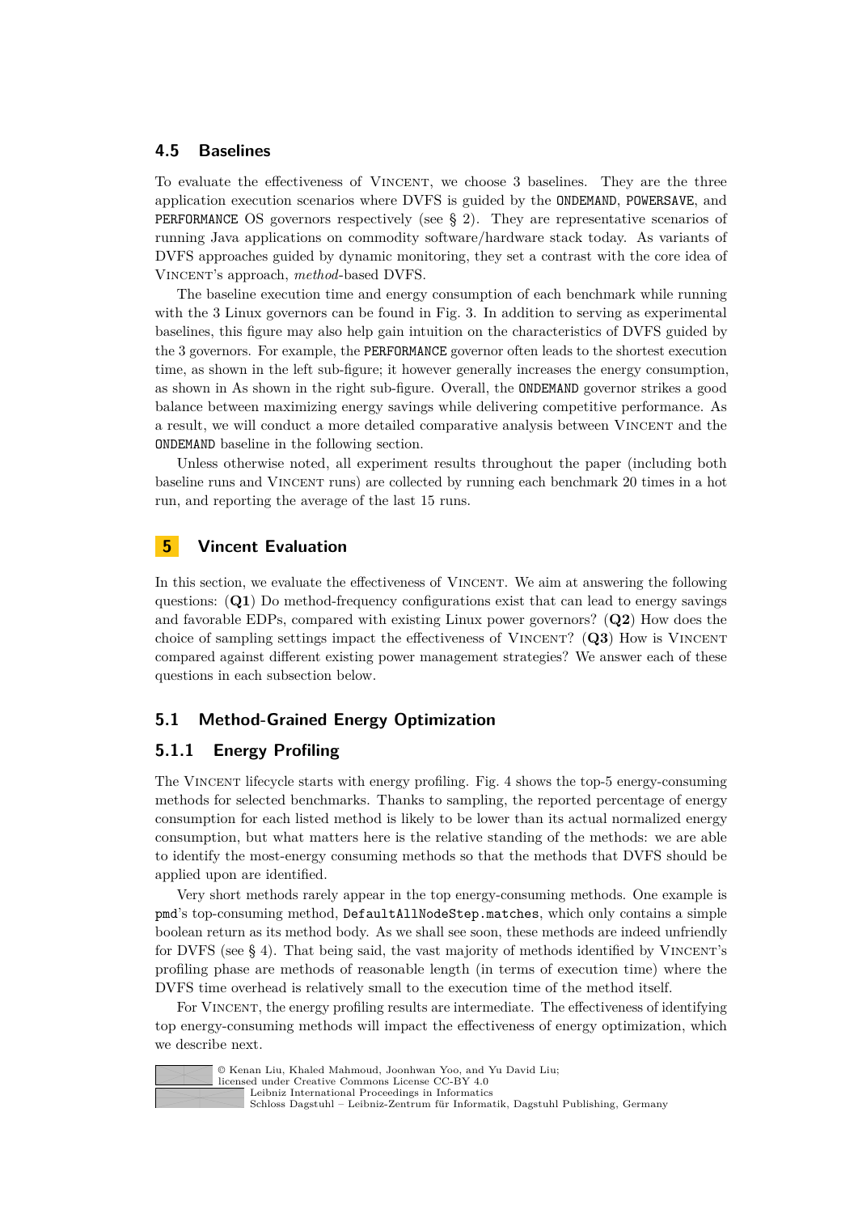### 4.5 Baselines

To evaluate the effectiveness of VINCENT, we choose 3 baselines. They are the three application execution scenarios where DVFS is guided by the `ONDEMAND`, `POWERSAVE`, and `PERFORMANCE` OS governors respectively (see § 2). They are representative scenarios of running Java applications on commodity software/hardware stack today. As variants of DVFS approaches guided by dynamic monitoring, they set a contrast with the core idea of VINCENT's approach, *method*-based DVFS.

The baseline execution time and energy consumption of each benchmark while running with the 3 Linux governors can be found in Fig. 3. In addition to serving as experimental baselines, this figure may also help gain intuition on the characteristics of DVFS guided by the 3 governors. For example, the `PERFORMANCE` governor often leads to the shortest execution time, as shown in the left sub-figure; it however generally increases the energy consumption, as shown in As shown in the right sub-figure. Overall, the `ONDEMAND` governor strikes a good balance between maximizing energy savings while delivering competitive performance. As a result, we will conduct a more detailed comparative analysis between VINCENT and the `ONDEMAND` baseline in the following section.

Unless otherwise noted, all experiment results throughout the paper (including both baseline runs and VINCENT runs) are collected by running each benchmark 20 times in a hot run, and reporting the average of the last 15 runs.

## 5 Vincent Evaluation

In this section, we evaluate the effectiveness of VINCENT. We aim at answering the following questions: (**Q1**) Do method-frequency configurations exist that can lead to energy savings and favorable EDPs, compared with existing Linux power governors? (**Q2**) How does the choice of sampling settings impact the effectiveness of VINCENT? (**Q3**) How is VINCENT compared against different existing power management strategies? We answer each of these questions in each subsection below.

### 5.1 Method-Grained Energy Optimization

#### 5.1.1 Energy Profiling

The VINCENT lifecycle starts with energy profiling. Fig. 4 shows the top-5 energy-consuming methods for selected benchmarks. Thanks to sampling, the reported percentage of energy consumption for each listed method is likely to be lower than its actual normalized energy consumption, but what matters here is the relative standing of the methods: we are able to identify the most-energy consuming methods so that the methods that DVFS should be applied upon are identified.

Very short methods rarely appear in the top energy-consuming methods. One example is `pmd`'s top-consuming method, `DefaultAllNodeStep.matches`, which only contains a simple boolean return as its method body. As we shall see soon, these methods are indeed unfriendly for DVFS (see § 4). That being said, the vast majority of methods identified by VINCENT's profiling phase are methods of reasonable length (in terms of execution time) where the DVFS time overhead is relatively small to the execution time of the method itself.

For VINCENT, the energy profiling results are intermediate. The effectiveness of identifying top energy-consuming methods will impact the effectiveness of energy optimization, which we describe next.

© Kenan Liu, Khaled Mahmoud, Joonhwan Yoo, and Yu David Liu;
licensed under Creative Commons License CC-BY 4.0
Leibniz International Proceedings in Informatics
Schloss Dagstuhl – Leibniz-Zentrum für Informatik, Dagstuhl Publishing, Germany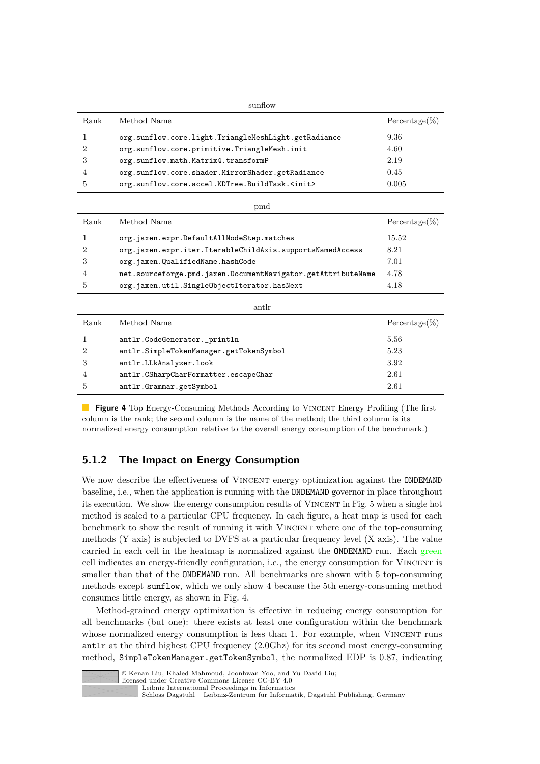sunflow

| Rank | Method Name | Percentage(%) |
|---|---|---|
| 1 | `org.sunflow.core.light.TriangleMeshLight.getRadiance` | 9.36 |
| 2 | `org.sunflow.core.primitive.TriangleMesh.init` | 4.60 |
| 3 | `org.sunflow.math.Matrix4.transformP` | 2.19 |
| 4 | `org.sunflow.core.shader.MirrorShader.getRadiance` | 0.45 |
| 5 | `org.sunflow.core.accel.KDTree.BuildTask.<init>` | 0.005 |

pmd

| Rank | Method Name | Percentage(%) |
|---|---|---|
| 1 | `org.jaxen.expr.DefaultAllNodeStep.matches` | 15.52 |
| 2 | `org.jaxen.expr.iter.IterableChildAxis.supportsNamedAccess` | 8.21 |
| 3 | `org.jaxen.QualifiedName.hashCode` | 7.01 |
| 4 | `net.sourceforge.pmd.jaxen.DocumentNavigator.getAttributeName` | 4.78 |
| 5 | `org.jaxen.util.SingleObjectIterator.hasNext` | 4.18 |

antlr

| Rank | Method Name | Percentage(%) |
|---|---|---|
| 1 | `antlr.CodeGenerator._println` | 5.56 |
| 2 | `antlr.SimpleTokenManager.getTokenSymbol` | 5.23 |
| 3 | `antlr.LLkAnalyzer.look` | 3.92 |
| 4 | `antlr.CSharpCharFormatter.escapeChar` | 2.61 |
| 5 | `antlr.Grammar.getSymbol` | 2.61 |

**Figure 4** Top Energy-Consuming Methods According to VINCENT Energy Profiling (The first column is the rank; the second column is the name of the method; the third column is its normalized energy consumption relative to the overall energy consumption of the benchmark.)

### 5.1.2 The Impact on Energy Consumption

We now describe the effectiveness of VINCENT energy optimization against the `ONDEMAND` baseline, i.e., when the application is running with the `ONDEMAND` governor in place throughout its execution. We show the energy consumption results of VINCENT in Fig. 5 when a single hot method is scaled to a particular CPU frequency. In each figure, a heat map is used for each benchmark to show the result of running it with VINCENT where one of the top-consuming methods (Y axis) is subjected to DVFS at a particular frequency level (X axis). The value carried in each cell in the heatmap is normalized against the `ONDEMAND` run. Each green cell indicates an energy-friendly configuration, i.e., the energy consumption for VINCENT is smaller than that of the `ONDEMAND` run. All benchmarks are shown with 5 top-consuming methods except `sunflow`, which we only show 4 because the 5th energy-consuming method consumes little energy, as shown in Fig. 4.

Method-grained energy optimization is effective in reducing energy consumption for all benchmarks (but one): there exists at least one configuration within the benchmark whose normalized energy consumption is less than 1. For example, when VINCENT runs `antlr` at the third highest CPU frequency (2.0Ghz) for its second most energy-consuming method, `SimpleTokenManager.getTokenSymbol`, the normalized EDP is 0.87, indicating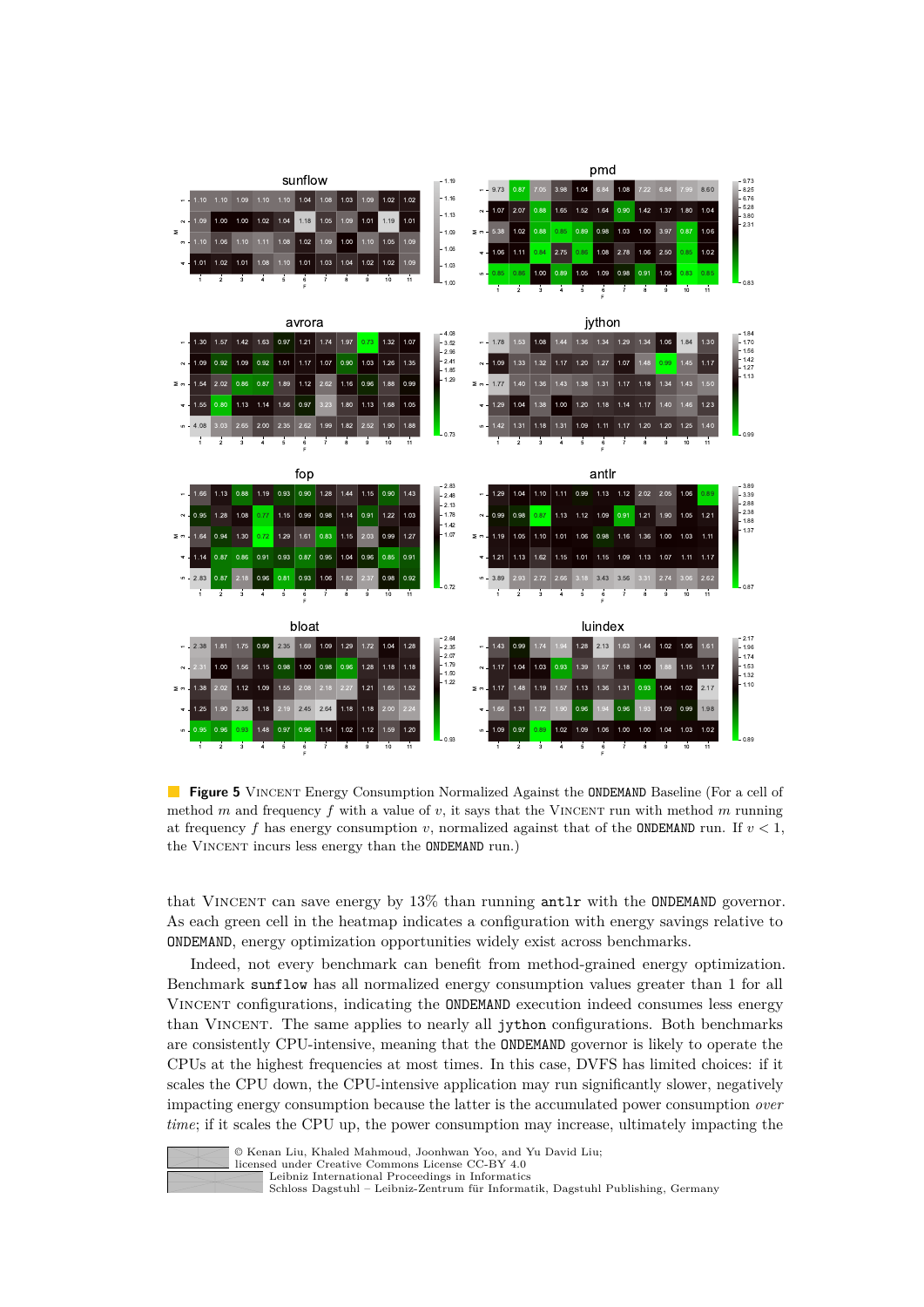**Figure 5** VINCENT Energy Consumption Normalized Against the ONDEMAND Baseline (For a cell of method $m$ and frequency $f$ with a value of $v$, it says that the VINCENT run with method $m$ running at frequency $f$ has energy consumption $v$, normalized against that of the ONDEMAND run. If $v < 1$, the VINCENT incurs less energy than the ONDEMAND run.)

that VINCENT can save energy by 13% than running `antlr` with the ONDEMAND governor. As each green cell in the heatmap indicates a configuration with energy savings relative to ONDEMAND, energy optimization opportunities widely exist across benchmarks.

Indeed, not every benchmark can benefit from method-grained energy optimization. Benchmark `sunflow` has all normalized energy consumption values greater than 1 for all VINCENT configurations, indicating the ONDEMAND execution indeed consumes less energy than VINCENT. The same applies to nearly all `jython` configurations. Both benchmarks are consistently CPU-intensive, meaning that the ONDEMAND governor is likely to operate the CPUs at the highest frequencies at most times. In this case, DVFS has limited choices: if it scales the CPU down, the CPU-intensive application may run significantly slower, negatively impacting energy consumption because the latter is the accumulated power consumption *over time*; if it scales the CPU up, the power consumption may increase, ultimately impacting the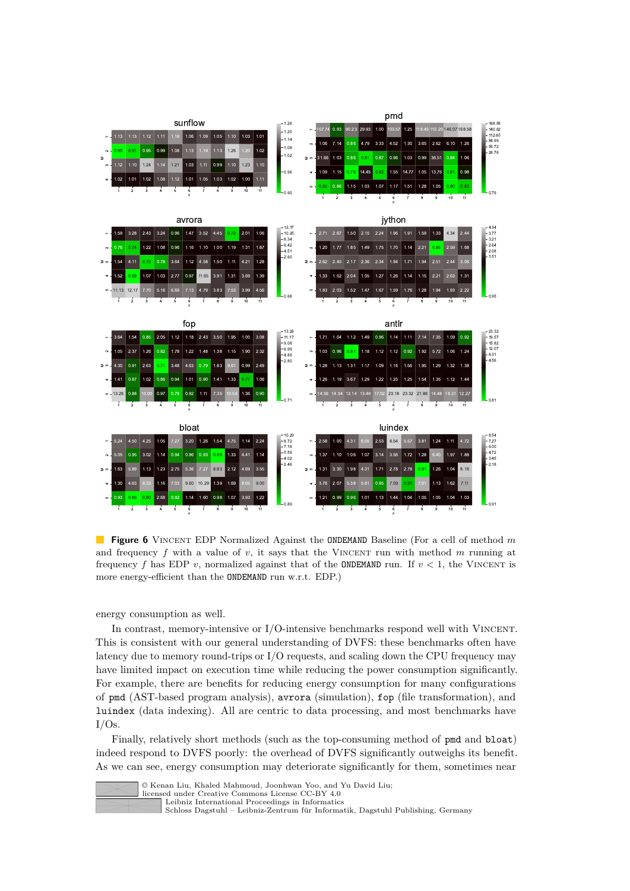**Figure 6** VINCENT EDP Normalized Against the ONDEMAND Baseline (For a cell of method $m$ and frequency $f$ with a value of $v$, it says that the VINCENT run with method $m$ running at frequency $f$ has EDP $v$, normalized against that of the ONDEMAND run. If $v < 1$, the VINCENT is more energy-efficient than the ONDEMAND run w.r.t. EDP.)

energy consumption as well.

In contrast, memory-intensive or I/O-intensive benchmarks respond well with VINCENT. This is consistent with our general understanding of DVFS: these benchmarks often have latency due to memory round-trips or I/O requests, and scaling down the CPU frequency may have limited impact on execution time while reducing the power consumption significantly. For example, there are benefits for reducing energy consumption for many configurations of `pmd` (AST-based program analysis), `avrora` (simulation), `fop` (file transformation), and `luindex` (data indexing). All are centric to data processing, and most benchmarks have I/Os.

Finally, relatively short methods (such as the top-consuming method of `pmd` and `bloat`) indeed respond to DVFS poorly: the overhead of DVFS significantly outweighs its benefit. As we can see, energy consumption may deteriorate significantly for them, sometimes near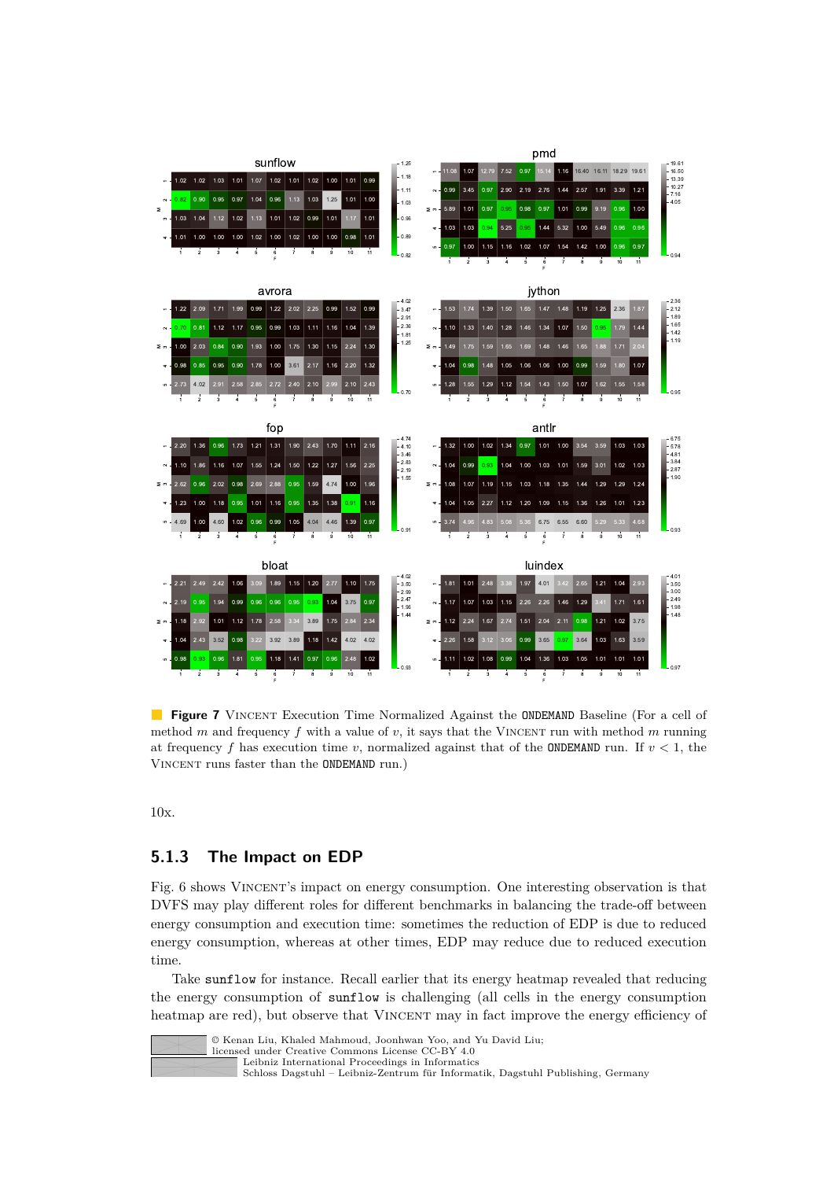**sunflow**

| M \ F | 1 | 2 | 3 | 4 | 5 | 6 | 7 | 8 | 9 | 10 | 11 |
|---|---|---|---|---|---|---|---|---|---|---|---|
| 1 | 1.02 | 1.02 | 1.03 | 1.01 | 1.07 | 1.02 | 1.01 | 1.02 | 1.00 | 1.01 | 0.99 |
| 2 | 0.82 | 0.90 | 0.95 | 0.97 | 1.04 | 0.96 | 1.13 | 1.03 | 1.25 | 1.01 | 1.00 |
| 3 | 1.03 | 1.04 | 1.12 | 1.02 | 1.13 | 1.01 | 1.02 | 0.99 | 1.01 | 1.17 | 1.01 |
| 4 | 1.01 | 1.00 | 1.00 | 1.00 | 1.02 | 1.00 | 1.02 | 1.00 | 1.00 | 0.98 | 1.01 |

**pmd**

| M \ F | 1 | 2 | 3 | 4 | 5 | 6 | 7 | 8 | 9 | 10 | 11 |
|---|---|---|---|---|---|---|---|---|---|---|---|
| 1 | 11.08 | 1.07 | 12.79 | 7.52 | 0.97 | 15.14 | 1.16 | 16.40 | 16.11 | 18.29 | 19.61 |
| 2 | 0.99 | 3.45 | 0.97 | 2.90 | 2.19 | 2.76 | 1.44 | 2.57 | 1.91 | 3.39 | 1.21 |
| 3 | 5.89 | 1.01 | 0.97 | 0.95 | 0.98 | 0.97 | 1.01 | 0.99 | 9.19 | 0.96 | 1.00 |
| 4 | 1.03 | 1.03 | 0.94 | 5.25 | 0.95 | 1.44 | 5.32 | 1.00 | 5.49 | 0.96 | 0.96 |
| 5 | 0.97 | 1.00 | 1.15 | 1.16 | 1.02 | 1.07 | 1.54 | 1.42 | 1.00 | 0.96 | 0.97 |

**avrora**

| M \ F | 1 | 2 | 3 | 4 | 5 | 6 | 7 | 8 | 9 | 10 | 11 |
|---|---|---|---|---|---|---|---|---|---|---|---|
| 1 | 1.22 | 2.09 | 1.71 | 1.99 | 0.99 | 1.22 | 2.02 | 2.25 | 0.99 | 1.52 | 0.99 |
| 2 | 0.70 | 0.81 | 1.12 | 1.17 | 0.95 | 0.99 | 1.03 | 1.11 | 1.16 | 1.04 | 1.39 |
| 3 | 1.00 | 2.03 | 0.84 | 0.90 | 1.93 | 1.00 | 1.75 | 1.30 | 1.15 | 2.24 | 1.30 |
| 4 | 0.98 | 0.85 | 0.95 | 0.90 | 1.78 | 1.00 | 3.61 | 2.17 | 1.16 | 2.20 | 1.32 |
| 5 | 2.73 | 4.02 | 2.91 | 2.58 | 2.85 | 2.72 | 2.40 | 2.10 | 2.99 | 2.10 | 2.43 |

**jython**

| M \ F | 1 | 2 | 3 | 4 | 5 | 6 | 7 | 8 | 9 | 10 | 11 |
|---|---|---|---|---|---|---|---|---|---|---|---|
| 1 | 1.53 | 1.74 | 1.39 | 1.50 | 1.65 | 1.47 | 1.48 | 1.19 | 1.25 | 2.36 | 1.87 |
| 2 | 1.10 | 1.33 | 1.40 | 1.28 | 1.46 | 1.34 | 1.07 | 1.50 | 0.95 | 1.79 | 1.44 |
| 3 | 1.49 | 1.75 | 1.59 | 1.65 | 1.69 | 1.48 | 1.46 | 1.65 | 1.88 | 1.71 | 2.04 |
| 4 | 1.04 | 0.98 | 1.48 | 1.05 | 1.06 | 1.06 | 1.00 | 0.99 | 1.59 | 1.80 | 1.07 |
| 5 | 1.28 | 1.55 | 1.29 | 1.12 | 1.54 | 1.43 | 1.50 | 1.07 | 1.62 | 1.55 | 1.58 |

**fop**

| M \ F | 1 | 2 | 3 | 4 | 5 | 6 | 7 | 8 | 9 | 10 | 11 |
|---|---|---|---|---|---|---|---|---|---|---|---|
| 1 | 2.20 | 1.36 | 0.96 | 1.73 | 1.21 | 1.31 | 1.90 | 2.43 | 1.70 | 1.11 | 2.16 |
| 2 | 1.10 | 1.86 | 1.16 | 1.07 | 1.55 | 1.24 | 1.50 | 1.22 | 1.27 | 1.56 | 2.25 |
| 3 | 2.62 | 0.96 | 2.02 | 0.98 | 2.69 | 2.88 | 0.95 | 1.59 | 4.74 | 1.00 | 1.96 |
| 4 | 1.23 | 1.00 | 1.18 | 0.95 | 1.01 | 1.16 | 0.95 | 1.35 | 1.38 | 0.91 | 1.16 |
| 5 | 4.69 | 1.00 | 4.60 | 1.02 | 0.96 | 0.99 | 1.05 | 4.04 | 4.46 | 1.39 | 0.97 |

**antlr**

| M \ F | 1 | 2 | 3 | 4 | 5 | 6 | 7 | 8 | 9 | 10 | 11 |
|---|---|---|---|---|---|---|---|---|---|---|---|
| 1 | 1.32 | 1.00 | 1.02 | 1.34 | 0.97 | 1.01 | 1.00 | 3.54 | 3.59 | 1.03 | 1.03 |
| 2 | 1.04 | 0.99 | 0.93 | 1.04 | 1.00 | 1.03 | 1.01 | 1.59 | 3.01 | 1.02 | 1.03 |
| 3 | 1.08 | 1.07 | 1.19 | 1.15 | 1.03 | 1.18 | 1.35 | 1.44 | 1.29 | 1.29 | 1.24 |
| 4 | 1.04 | 1.05 | 2.27 | 1.12 | 1.20 | 1.09 | 1.15 | 1.36 | 1.26 | 1.01 | 1.23 |
| 5 | 3.74 | 4.96 | 4.83 | 5.08 | 5.36 | 6.75 | 6.55 | 6.60 | 5.29 | 5.33 | 4.68 |

**bloat**

| M \ F | 1 | 2 | 3 | 4 | 5 | 6 | 7 | 8 | 9 | 10 | 11 |
|---|---|---|---|---|---|---|---|---|---|---|---|
| 1 | 2.21 | 2.49 | 2.42 | 1.06 | 3.09 | 1.89 | 1.15 | 1.20 | 2.77 | 1.10 | 1.75 |
| 2 | 2.19 | 0.95 | 1.94 | 0.99 | 0.96 | 0.96 | 0.95 | 0.93 | 1.04 | 3.75 | 0.97 |
| 3 | 1.18 | 2.92 | 1.01 | 1.12 | 1.78 | 2.58 | 3.34 | 3.89 | 1.75 | 2.84 | 2.34 |
| 4 | 1.04 | 2.43 | 3.52 | 0.98 | 3.22 | 3.92 | 3.89 | 1.18 | 1.42 | 4.02 | 4.02 |
| 5 | 0.98 | 0.93 | 0.96 | 1.81 | 0.95 | 1.18 | 1.41 | 0.97 | 0.96 | 2.48 | 1.02 |

**luindex**

| M \ F | 1 | 2 | 3 | 4 | 5 | 6 | 7 | 8 | 9 | 10 | 11 |
|---|---|---|---|---|---|---|---|---|---|---|---|
| 1 | 1.81 | 1.01 | 2.48 | 3.38 | 1.97 | 4.01 | 3.42 | 2.65 | 1.21 | 1.04 | 2.93 |
| 2 | 1.17 | 1.07 | 1.03 | 1.15 | 2.26 | 2.26 | 1.46 | 1.29 | 3.41 | 1.71 | 1.61 |
| 3 | 1.12 | 2.24 | 1.67 | 2.74 | 1.51 | 2.04 | 2.11 | 0.98 | 1.21 | 1.02 | 3.75 |
| 4 | 2.26 | 1.58 | 3.12 | 3.05 | 0.99 | 3.65 | 0.97 | 3.64 | 1.03 | 1.63 | 3.59 |
| 5 | 1.11 | 1.02 | 1.08 | 0.99 | 1.04 | 1.36 | 1.03 | 1.05 | 1.01 | 1.01 | 1.01 |

**Figure 7** Vincent Execution Time Normalized Against the `ONDEMAND` Baseline (For a cell of method $m$ and frequency $f$ with a value of $v$, it says that the Vincent run with method $m$ running at frequency $f$ has execution time $v$, normalized against that of the `ONDEMAND` run. If $v < 1$, the Vincent runs faster than the `ONDEMAND` run.)

10x.

### 5.1.3 The Impact on EDP

Fig. 6 shows Vincent's impact on energy consumption. One interesting observation is that DVFS may play different roles for different benchmarks in balancing the trade-off between energy consumption and execution time: sometimes the reduction of EDP is due to reduced energy consumption, whereas at other times, EDP may reduce due to reduced execution time.

Take `sunflow` for instance. Recall earlier that its energy heatmap revealed that reducing the energy consumption of `sunflow` is challenging (all cells in the energy consumption heatmap are red), but observe that Vincent may in fact improve the energy efficiency of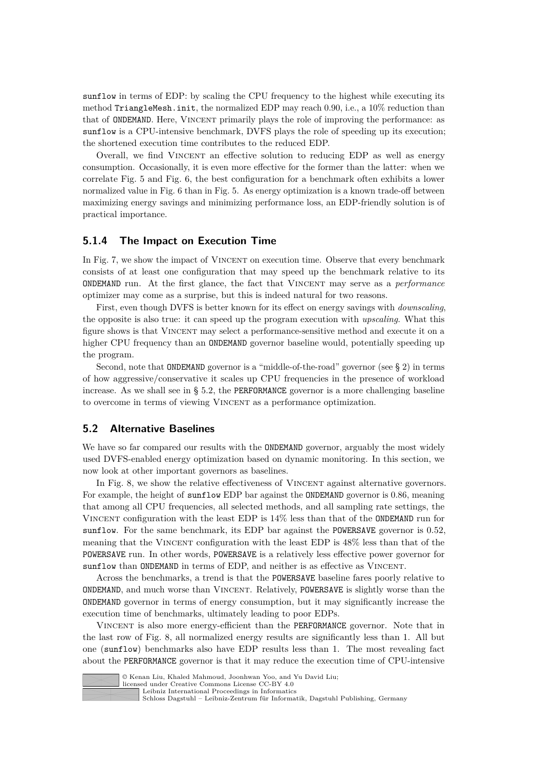sunflow in terms of EDP: by scaling the CPU frequency to the highest while executing its method TriangleMesh.init, the normalized EDP may reach 0.90, i.e., a 10% reduction than that of ONDEMAND. Here, Vincent primarily plays the role of improving the performance: as sunflow is a CPU-intensive benchmark, DVFS plays the role of speeding up its execution; the shortened execution time contributes to the reduced EDP.

Overall, we find Vincent an effective solution to reducing EDP as well as energy consumption. Occasionally, it is even more effective for the former than the latter: when we correlate Fig. 5 and Fig. 6, the best configuration for a benchmark often exhibits a lower normalized value in Fig. 6 than in Fig. 5. As energy optimization is a known trade-off between maximizing energy savings and minimizing performance loss, an EDP-friendly solution is of practical importance.

### 5.1.4 The Impact on Execution Time

In Fig. 7, we show the impact of Vincent on execution time. Observe that every benchmark consists of at least one configuration that may speed up the benchmark relative to its ONDEMAND run. At the first glance, the fact that Vincent may serve as a *performance* optimizer may come as a surprise, but this is indeed natural for two reasons.

First, even though DVFS is better known for its effect on energy savings with *downscaling*, the opposite is also true: it can speed up the program execution with *upscaling*. What this figure shows is that Vincent may select a performance-sensitive method and execute it on a higher CPU frequency than an ONDEMAND governor baseline would, potentially speeding up the program.

Second, note that ONDEMAND governor is a "middle-of-the-road" governor (see § 2) in terms of how aggressive/conservative it scales up CPU frequencies in the presence of workload increase. As we shall see in § 5.2, the PERFORMANCE governor is a more challenging baseline to overcome in terms of viewing Vincent as a performance optimization.

## 5.2 Alternative Baselines

We have so far compared our results with the ONDEMAND governor, arguably the most widely used DVFS-enabled energy optimization based on dynamic monitoring. In this section, we now look at other important governors as baselines.

In Fig. 8, we show the relative effectiveness of Vincent against alternative governors. For example, the height of sunflow EDP bar against the ONDEMAND governor is 0.86, meaning that among all CPU frequencies, all selected methods, and all sampling rate settings, the Vincent configuration with the least EDP is 14% less than that of the ONDEMAND run for sunflow. For the same benchmark, its EDP bar against the POWERSAVE governor is 0.52, meaning that the Vincent configuration with the least EDP is 48% less than that of the POWERSAVE run. In other words, POWERSAVE is a relatively less effective power governor for sunflow than ONDEMAND in terms of EDP, and neither is as effective as Vincent.

Across the benchmarks, a trend is that the POWERSAVE baseline fares poorly relative to ONDEMAND, and much worse than Vincent. Relatively, POWERSAVE is slightly worse than the ONDEMAND governor in terms of energy consumption, but it may significantly increase the execution time of benchmarks, ultimately leading to poor EDPs.

Vincent is also more energy-efficient than the PERFORMANCE governor. Note that in the last row of Fig. 8, all normalized energy results are significantly less than 1. All but one (sunflow) benchmarks also have EDP results less than 1. The most revealing fact about the PERFORMANCE governor is that it may reduce the execution time of CPU-intensive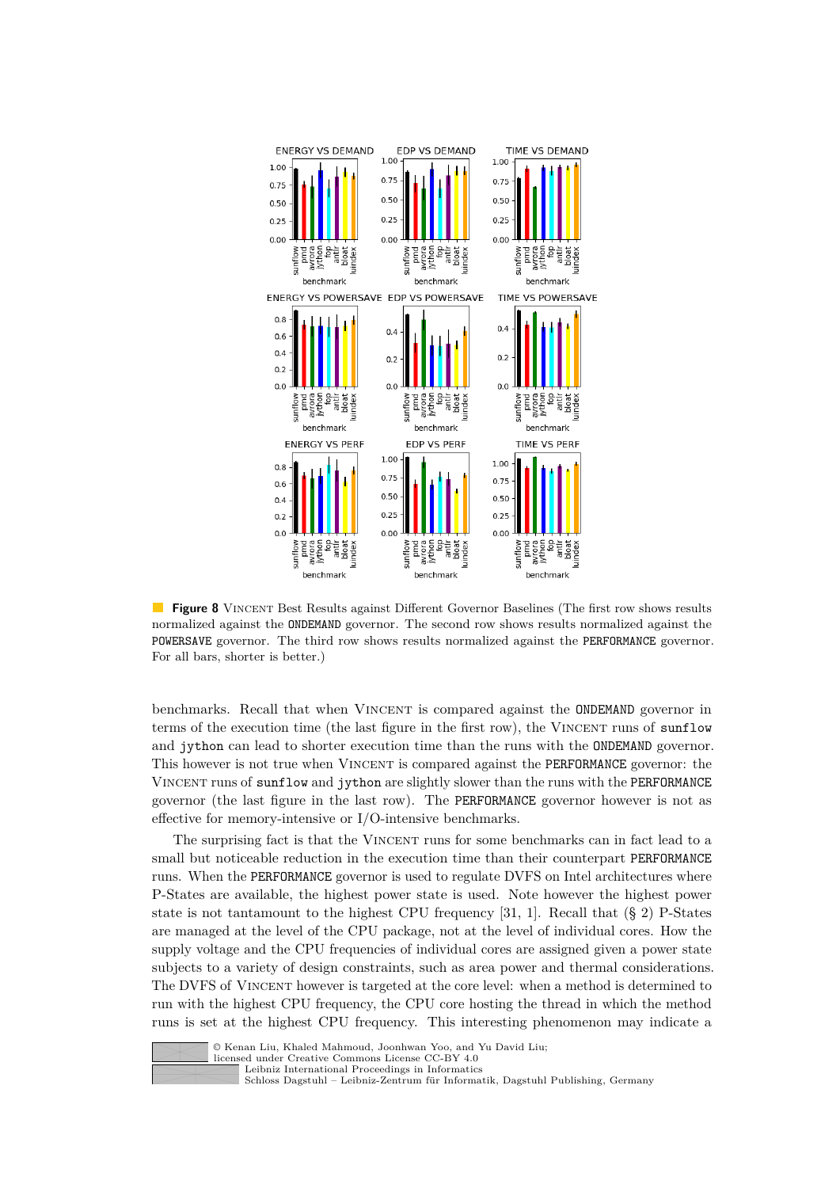**Figure 8** VINCENT Best Results against Different Governor Baselines (The first row shows results normalized against the ONDEMAND governor. The second row shows results normalized against the POWERSAVE governor. The third row shows results normalized against the PERFORMANCE governor. For all bars, shorter is better.)

benchmarks. Recall that when VINCENT is compared against the ONDEMAND governor in terms of the execution time (the last figure in the first row), the VINCENT runs of sunflow and jython can lead to shorter execution time than the runs with the ONDEMAND governor. This however is not true when VINCENT is compared against the PERFORMANCE governor: the VINCENT runs of sunflow and jython are slightly slower than the runs with the PERFORMANCE governor (the last figure in the last row). The PERFORMANCE governor however is not as effective for memory-intensive or I/O-intensive benchmarks.

The surprising fact is that the VINCENT runs for some benchmarks can in fact lead to a small but noticeable reduction in the execution time than their counterpart PERFORMANCE runs. When the PERFORMANCE governor is used to regulate DVFS on Intel architectures where P-States are available, the highest power state is used. Note however the highest power state is not tantamount to the highest CPU frequency [31, 1]. Recall that (§ 2) P-States are managed at the level of the CPU package, not at the level of individual cores. How the supply voltage and the CPU frequencies of individual cores are assigned given a power state subjects to a variety of design constraints, such as area power and thermal considerations. The DVFS of VINCENT however is targeted at the core level: when a method is determined to run with the highest CPU frequency, the CPU core hosting the thread in which the method runs is set at the highest CPU frequency. This interesting phenomenon may indicate a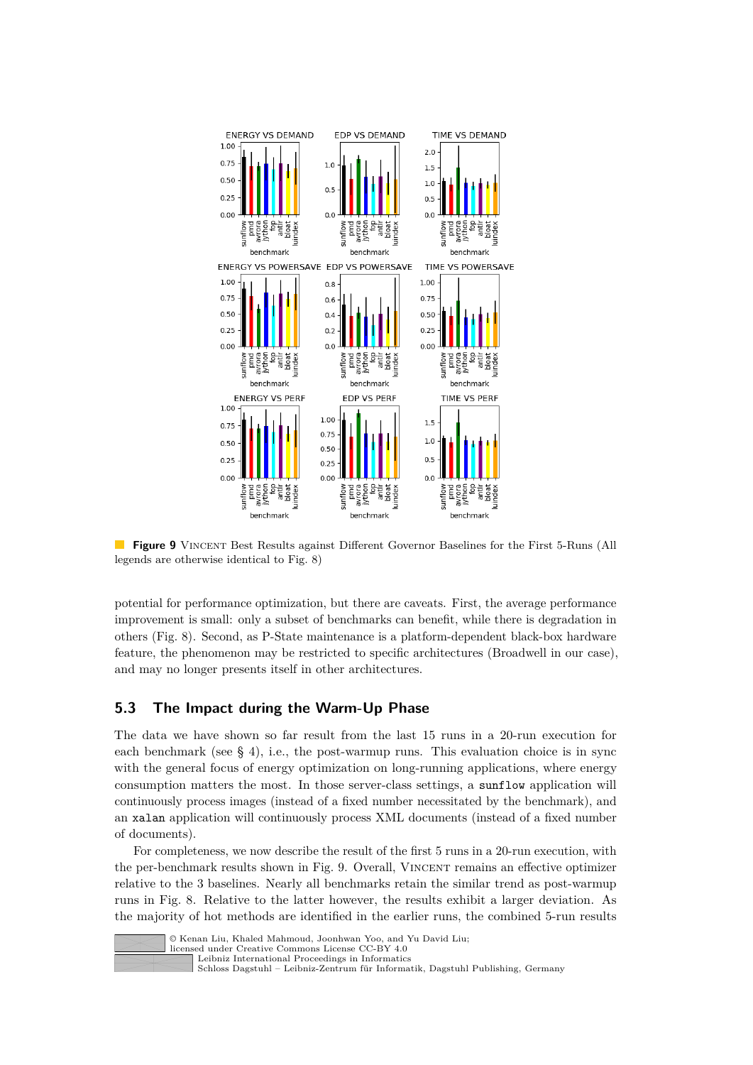**Figure 9** VINCENT Best Results against Different Governor Baselines for the First 5-Runs (All legends are otherwise identical to Fig. 8)

potential for performance optimization, but there are caveats. First, the average performance improvement is small: only a subset of benchmarks can benefit, while there is degradation in others (Fig. 8). Second, as P-State maintenance is a platform-dependent black-box hardware feature, the phenomenon may be restricted to specific architectures (Broadwell in our case), and may no longer presents itself in other architectures.

## 5.3 The Impact during the Warm-Up Phase

The data we have shown so far result from the last 15 runs in a 20-run execution for each benchmark (see § 4), i.e., the post-warmup runs. This evaluation choice is in sync with the general focus of energy optimization on long-running applications, where energy consumption matters the most. In those server-class settings, a `sunflow` application will continuously process images (instead of a fixed number necessitated by the benchmark), and an `xalan` application will continuously process XML documents (instead of a fixed number of documents).

For completeness, we now describe the result of the first 5 runs in a 20-run execution, with the per-benchmark results shown in Fig. 9. Overall, VINCENT remains an effective optimizer relative to the 3 baselines. Nearly all benchmarks retain the similar trend as post-warmup runs in Fig. 8. Relative to the latter however, the results exhibit a larger deviation. As the majority of hot methods are identified in the earlier runs, the combined 5-run results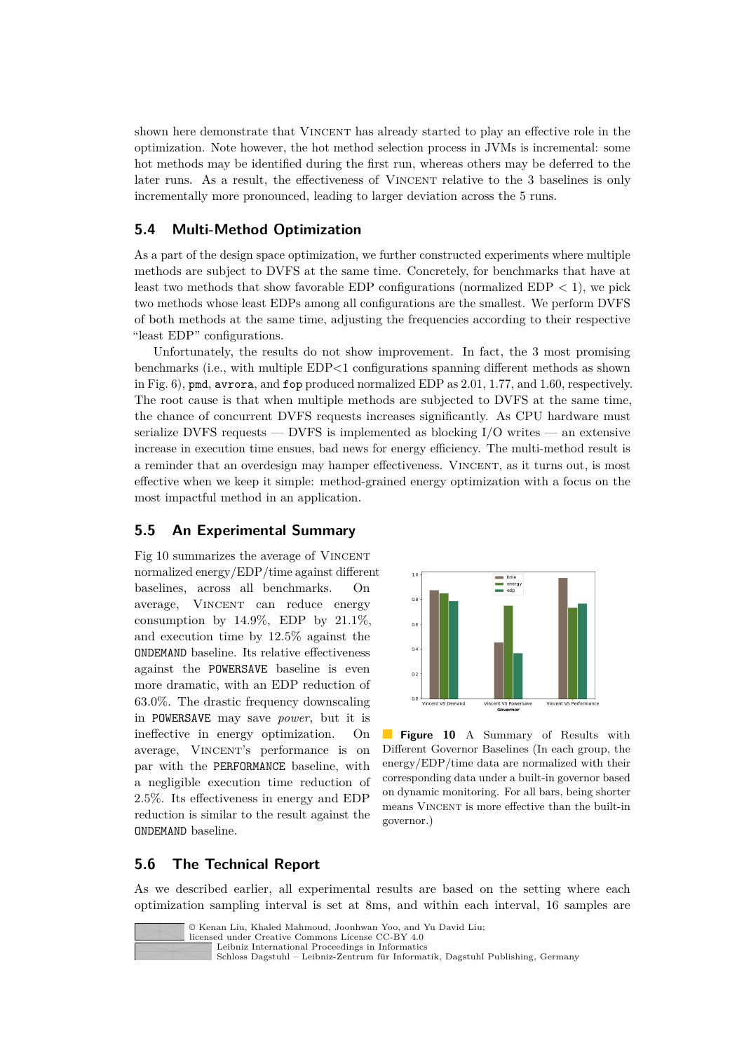shown here demonstrate that VINCENT has already started to play an effective role in the optimization. Note however, the hot method selection process in JVMs is incremental: some hot methods may be identified during the first run, whereas others may be deferred to the later runs. As a result, the effectiveness of VINCENT relative to the 3 baselines is only incrementally more pronounced, leading to larger deviation across the 5 runs.

## 5.4 Multi-Method Optimization

As a part of the design space optimization, we further constructed experiments where multiple methods are subject to DVFS at the same time. Concretely, for benchmarks that have at least two methods that show favorable EDP configurations (normalized EDP $< 1$), we pick two methods whose least EDPs among all configurations are the smallest. We perform DVFS of both methods at the same time, adjusting the frequencies according to their respective "least EDP" configurations.

Unfortunately, the results do not show improvement. In fact, the 3 most promising benchmarks (i.e., with multiple EDP<1 configurations spanning different methods as shown in Fig. 6), `pmd`, `avrora`, and `fop` produced normalized EDP as 2.01, 1.77, and 1.60, respectively. The root cause is that when multiple methods are subjected to DVFS at the same time, the chance of concurrent DVFS requests increases significantly. As CPU hardware must serialize DVFS requests — DVFS is implemented as blocking I/O writes — an extensive increase in execution time ensues, bad news for energy efficiency. The multi-method result is a reminder that an overdesign may hamper effectiveness. VINCENT, as it turns out, is most effective when we keep it simple: method-grained energy optimization with a focus on the most impactful method in an application.

## 5.5 An Experimental Summary

Fig 10 summarizes the average of VINCENT normalized energy/EDP/time against different baselines, across all benchmarks. On average, VINCENT can reduce energy consumption by 14.9%, EDP by 21.1%, and execution time by 12.5% against the `ONDEMAND` baseline. Its relative effectiveness against the `POWERSAVE` baseline is even more dramatic, with an EDP reduction of 63.0%. The drastic frequency downscaling in `POWERSAVE` may save *power*, but it is ineffective in energy optimization. On average, VINCENT's performance is on par with the `PERFORMANCE` baseline, with a negligible execution time reduction of 2.5%. Its effectiveness in energy and EDP reduction is similar to the result against the `ONDEMAND` baseline.

**Figure 10** A Summary of Results with Different Governor Baselines (In each group, the energy/EDP/time data are normalized with their corresponding data under a built-in governor based on dynamic monitoring. For all bars, being shorter means VINCENT is more effective than the built-in governor.)

## 5.6 The Technical Report

As we described earlier, all experimental results are based on the setting where each optimization sampling interval is set at 8ms, and within each interval, 16 samples are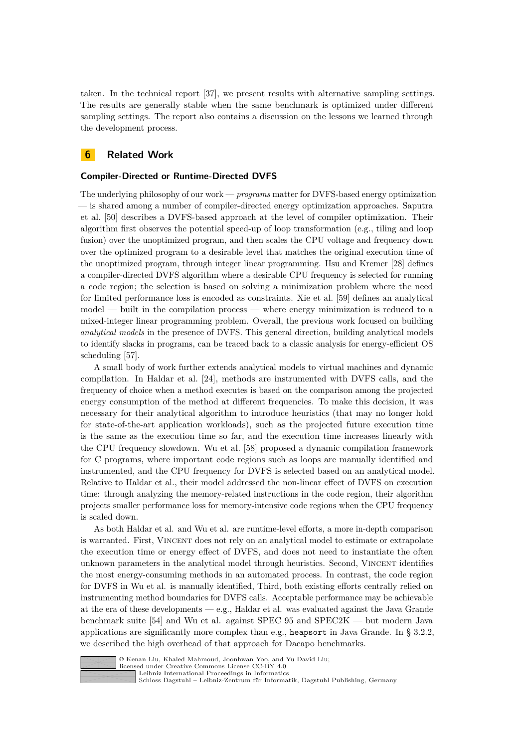taken. In the technical report [37], we present results with alternative sampling settings. The results are generally stable when the same benchmark is optimized under different sampling settings. The report also contains a discussion on the lessons we learned through the development process.

## 6 Related Work

### Compiler-Directed or Runtime-Directed DVFS

The underlying philosophy of our work — *programs* matter for DVFS-based energy optimization — is shared among a number of compiler-directed energy optimization approaches. Saputra et al. [50] describes a DVFS-based approach at the level of compiler optimization. Their algorithm first observes the potential speed-up of loop transformation (e.g., tiling and loop fusion) over the unoptimized program, and then scales the CPU voltage and frequency down over the optimized program to a desirable level that matches the original execution time of the unoptimized program, through integer linear programming. Hsu and Kremer [28] defines a compiler-directed DVFS algorithm where a desirable CPU frequency is selected for running a code region; the selection is based on solving a minimization problem where the need for limited performance loss is encoded as constraints. Xie et al. [59] defines an analytical model — built in the compilation process — where energy minimization is reduced to a mixed-integer linear programming problem. Overall, the previous work focused on building *analytical models* in the presence of DVFS. This general direction, building analytical models to identify slacks in programs, can be traced back to a classic analysis for energy-efficient OS scheduling [57].

A small body of work further extends analytical models to virtual machines and dynamic compilation. In Haldar et al. [24], methods are instrumented with DVFS calls, and the frequency of choice when a method executes is based on the comparison among the projected energy consumption of the method at different frequencies. To make this decision, it was necessary for their analytical algorithm to introduce heuristics (that may no longer hold for state-of-the-art application workloads), such as the projected future execution time is the same as the execution time so far, and the execution time increases linearly with the CPU frequency slowdown. Wu et al. [58] proposed a dynamic compilation framework for C programs, where important code regions such as loops are manually identified and instrumented, and the CPU frequency for DVFS is selected based on an analytical model. Relative to Haldar et al., their model addressed the non-linear effect of DVFS on execution time: through analyzing the memory-related instructions in the code region, their algorithm projects smaller performance loss for memory-intensive code regions when the CPU frequency is scaled down.

As both Haldar et al. and Wu et al. are runtime-level efforts, a more in-depth comparison is warranted. First, VINCENT does not rely on an analytical model to estimate or extrapolate the execution time or energy effect of DVFS, and does not need to instantiate the often unknown parameters in the analytical model through heuristics. Second, VINCENT identifies the most energy-consuming methods in an automated process. In contrast, the code region for DVFS in Wu et al. is manually identified, Third, both existing efforts centrally relied on instrumenting method boundaries for DVFS calls. Acceptable performance may be achievable at the era of these developments — e.g., Haldar et al. was evaluated against the Java Grande benchmark suite [54] and Wu et al. against SPEC 95 and SPEC2K — but modern Java applications are significantly more complex than e.g., `heapsort` in Java Grande. In § 3.2.2, we described the high overhead of that approach for Dacapo benchmarks.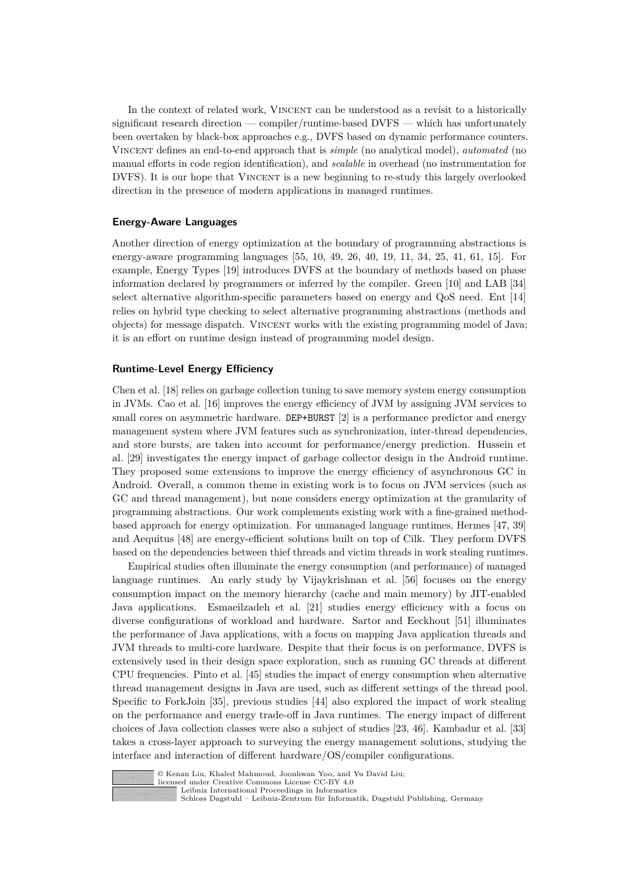In the context of related work, VINCENT can be understood as a revisit to a historically significant research direction — compiler/runtime-based DVFS — which has unfortunately been overtaken by black-box approaches e.g., DVFS based on dynamic performance counters. VINCENT defines an end-to-end approach that is *simple* (no analytical model), *automated* (no manual efforts in code region identification), and *scalable* in overhead (no instrumentation for DVFS). It is our hope that VINCENT is a new beginning to re-study this largely overlooked direction in the presence of modern applications in managed runtimes.

### Energy-Aware Languages

Another direction of energy optimization at the boundary of programming abstractions is energy-aware programming languages [55, 10, 49, 26, 40, 19, 11, 34, 25, 41, 61, 15]. For example, Energy Types [19] introduces DVFS at the boundary of methods based on phase information declared by programmers or inferred by the compiler. Green [10] and LAB [34] select alternative algorithm-specific parameters based on energy and QoS need. Ent [14] relies on hybrid type checking to select alternative programming abstractions (methods and objects) for message dispatch. VINCENT works with the existing programming model of Java; it is an effort on runtime design instead of programming model design.

### Runtime-Level Energy Efficiency

Chen et al. [18] relies on garbage collection tuning to save memory system energy consumption in JVMs. Cao et al. [16] improves the energy efficiency of JVM by assigning JVM services to small cores on asymmetric hardware. `DEP+BURST` [2] is a performance predictor and energy management system where JVM features such as synchronization, inter-thread dependencies, and store bursts, are taken into account for performance/energy prediction. Hussein et al. [29] investigates the energy impact of garbage collector design in the Android runtime. They proposed some extensions to improve the energy efficiency of asynchronous GC in Android. Overall, a common theme in existing work is to focus on JVM services (such as GC and thread management), but none considers energy optimization at the granularity of programming abstractions. Our work complements existing work with a fine-grained method-based approach for energy optimization. For unmanaged language runtimes, Hermes [47, 39] and Aequitus [48] are energy-efficient solutions built on top of Cilk. They perform DVFS based on the dependencies between thief threads and victim threads in work stealing runtimes.

Empirical studies often illuminate the energy consumption (and performance) of managed language runtimes. An early study by Vijaykrishnan et al. [56] focuses on the energy consumption impact on the memory hierarchy (cache and main memory) by JIT-enabled Java applications. Esmaeilzadeh et al. [21] studies energy efficiency with a focus on diverse configurations of workload and hardware. Sartor and Eeckhout [51] illuminates the performance of Java applications, with a focus on mapping Java application threads and JVM threads to multi-core hardware. Despite that their focus is on performance, DVFS is extensively used in their design space exploration, such as running GC threads at different CPU frequencies. Pinto et al. [45] studies the impact of energy consumption when alternative thread management designs in Java are used, such as different settings of the thread pool. Specific to ForkJoin [35], previous studies [44] also explored the impact of work stealing on the performance and energy trade-off in Java runtimes. The energy impact of different choices of Java collection classes were also a subject of studies [23, 46]. Kambadur et al. [33] takes a cross-layer approach to surveying the energy management solutions, studying the interface and interaction of different hardware/OS/compiler configurations.

© Kenan Liu, Khaled Mahmoud, Joonhwan Yoo, and Yu David Liu;
licensed under Creative Commons License CC-BY 4.0
Leibniz International Proceedings in Informatics
Schloss Dagstuhl – Leibniz-Zentrum für Informatik, Dagstuhl Publishing, Germany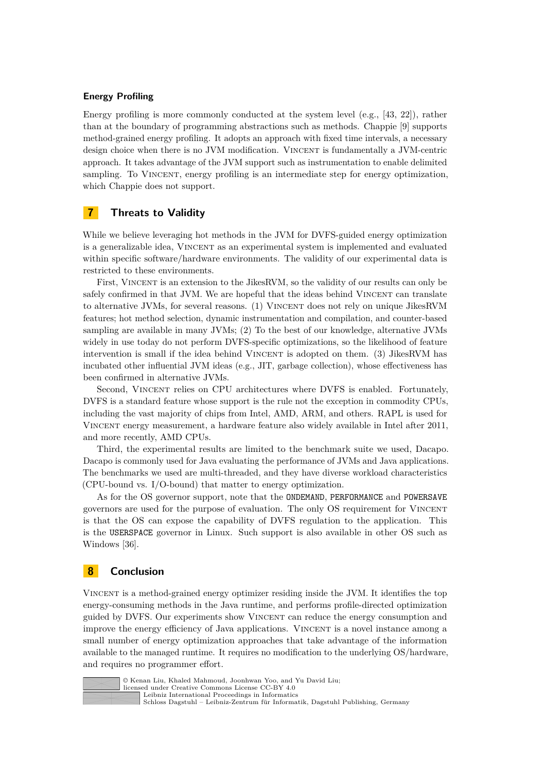### Energy Profiling

Energy profiling is more commonly conducted at the system level (e.g., [43, 22]), rather than at the boundary of programming abstractions such as methods. Chappie [9] supports method-grained energy profiling. It adopts an approach with fixed time intervals, a necessary design choice when there is no JVM modification. Vincent is fundamentally a JVM-centric approach. It takes advantage of the JVM support such as instrumentation to enable delimited sampling. To Vincent, energy profiling is an intermediate step for energy optimization, which Chappie does not support.

## 7 Threats to Validity

While we believe leveraging hot methods in the JVM for DVFS-guided energy optimization is a generalizable idea, Vincent as an experimental system is implemented and evaluated within specific software/hardware environments. The validity of our experimental data is restricted to these environments.

First, Vincent is an extension to the JikesRVM, so the validity of our results can only be safely confirmed in that JVM. We are hopeful that the ideas behind Vincent can translate to alternative JVMs, for several reasons. (1) Vincent does not rely on unique JikesRVM features; hot method selection, dynamic instrumentation and compilation, and counter-based sampling are available in many JVMs; (2) To the best of our knowledge, alternative JVMs widely in use today do not perform DVFS-specific optimizations, so the likelihood of feature intervention is small if the idea behind Vincent is adopted on them. (3) JikesRVM has incubated other influential JVM ideas (e.g., JIT, garbage collection), whose effectiveness has been confirmed in alternative JVMs.

Second, Vincent relies on CPU architectures where DVFS is enabled. Fortunately, DVFS is a standard feature whose support is the rule not the exception in commodity CPUs, including the vast majority of chips from Intel, AMD, ARM, and others. RAPL is used for Vincent energy measurement, a hardware feature also widely available in Intel after 2011, and more recently, AMD CPUs.

Third, the experimental results are limited to the benchmark suite we used, Dacapo. Dacapo is commonly used for Java evaluating the performance of JVMs and Java applications. The benchmarks we used are multi-threaded, and they have diverse workload characteristics (CPU-bound vs. I/O-bound) that matter to energy optimization.

As for the OS governor support, note that the `ONDEMAND`, `PERFORMANCE` and `POWERSAVE` governors are used for the purpose of evaluation. The only OS requirement for Vincent is that the OS can expose the capability of DVFS regulation to the application. This is the `USERSPACE` governor in Linux. Such support is also available in other OS such as Windows [36].

## 8 Conclusion

Vincent is a method-grained energy optimizer residing inside the JVM. It identifies the top energy-consuming methods in the Java runtime, and performs profile-directed optimization guided by DVFS. Our experiments show Vincent can reduce the energy consumption and improve the energy efficiency of Java applications. Vincent is a novel instance among a small number of energy optimization approaches that take advantage of the information available to the managed runtime. It requires no modification to the underlying OS/hardware, and requires no programmer effort.

© Kenan Liu, Khaled Mahmoud, Joonhwan Yoo, and Yu David Liu;
licensed under Creative Commons License CC-BY 4.0
Leibniz International Proceedings in Informatics
Schloss Dagstuhl – Leibniz-Zentrum für Informatik, Dagstuhl Publishing, Germany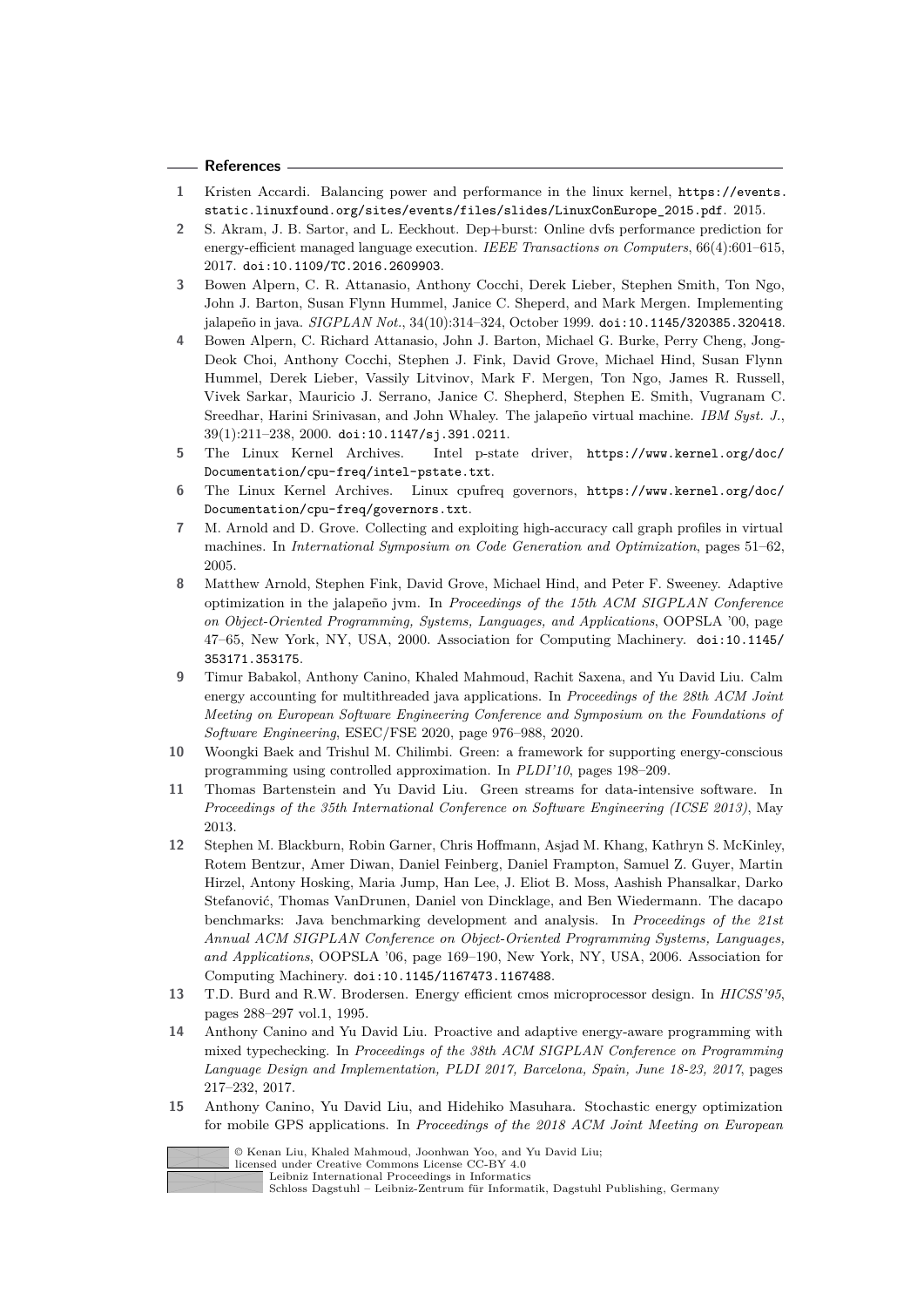## References

1. Kristen Accardi. Balancing power and performance in the linux kernel, https://events.static.linuxfoundation.org/sites/events/files/slides/LinuxConEurope_2015.pdf. 2015.
2. S. Akram, J. B. Sartor, and L. Eeckhout. Dep+burst: Online dvfs performance prediction for energy-efficient managed language execution. *IEEE Transactions on Computers*, 66(4):601–615, 2017. doi:10.1109/TC.2016.2609903.
3. Bowen Alpern, C. R. Attanasio, Anthony Cocchi, Derek Lieber, Stephen Smith, Ton Ngo, John J. Barton, Susan Flynn Hummel, Janice C. Sheperd, and Mark Mergen. Implementing jalapeño in java. *SIGPLAN Not.*, 34(10):314–324, October 1999. doi:10.1145/320385.320418.
4. Bowen Alpern, C. Richard Attanasio, John J. Barton, Michael G. Burke, Perry Cheng, Jong-Deok Choi, Anthony Cocchi, Stephen J. Fink, David Grove, Michael Hind, Susan Flynn Hummel, Derek Lieber, Vassily Litvinov, Mark F. Mergen, Ton Ngo, James R. Russell, Vivek Sarkar, Mauricio J. Serrano, Janice C. Shepherd, Stephen E. Smith, Vugranam C. Sreedhar, Harini Srinivasan, and John Whaley. The jalapeño virtual machine. *IBM Syst. J.*, 39(1):211–238, 2000. doi:10.1147/sj.391.0211.
5. The Linux Kernel Archives. Intel p-state driver, https://www.kernel.org/doc/Documentation/cpu-freq/intel-pstate.txt.
6. The Linux Kernel Archives. Linux cpufreq governors, https://www.kernel.org/doc/Documentation/cpu-freq/governors.txt.
7. M. Arnold and D. Grove. Collecting and exploiting high-accuracy call graph profiles in virtual machines. In *International Symposium on Code Generation and Optimization*, pages 51–62, 2005.
8. Matthew Arnold, Stephen Fink, David Grove, Michael Hind, and Peter F. Sweeney. Adaptive optimization in the jalapeño jvm. In *Proceedings of the 15th ACM SIGPLAN Conference on Object-Oriented Programming, Systems, Languages, and Applications*, OOPSLA '00, page 47–65, New York, NY, USA, 2000. Association for Computing Machinery. doi:10.1145/353171.353175.
9. Timur Babakol, Anthony Canino, Khaled Mahmoud, Rachit Saxena, and Yu David Liu. Calm energy accounting for multithreaded java applications. In *Proceedings of the 28th ACM Joint Meeting on European Software Engineering Conference and Symposium on the Foundations of Software Engineering*, ESEC/FSE 2020, page 976–988, 2020.
10. Woongki Baek and Trishul M. Chilimbi. Green: a framework for supporting energy-conscious programming using controlled approximation. In *PLDI'10*, pages 198–209.
11. Thomas Bartenstein and Yu David Liu. Green streams for data-intensive software. In *Proceedings of the 35th International Conference on Software Engineering (ICSE 2013)*, May 2013.
12. Stephen M. Blackburn, Robin Garner, Chris Hoffmann, Asjad M. Khang, Kathryn S. McKinley, Rotem Bentzur, Amer Diwan, Daniel Feinberg, Daniel Frampton, Samuel Z. Guyer, Martin Hirzel, Antony Hosking, Maria Jump, Han Lee, J. Eliot B. Moss, Aashish Phansalkar, Darko Stefanović, Thomas VanDrunen, Daniel von Dincklage, and Ben Wiedermann. The dacapo benchmarks: Java benchmarking development and analysis. In *Proceedings of the 21st Annual ACM SIGPLAN Conference on Object-Oriented Programming Systems, Languages, and Applications*, OOPSLA '06, page 169–190, New York, NY, USA, 2006. Association for Computing Machinery. doi:10.1145/1167473.1167488.
13. T.D. Burd and R.W. Brodersen. Energy efficient cmos microprocessor design. In *HICSS'95*, pages 288–297 vol.1, 1995.
14. Anthony Canino and Yu David Liu. Proactive and adaptive energy-aware programming with mixed typechecking. In *Proceedings of the 38th ACM SIGPLAN Conference on Programming Language Design and Implementation, PLDI 2017, Barcelona, Spain, June 18-23, 2017*, pages 217–232, 2017.
15. Anthony Canino, Yu David Liu, and Hidehiko Masuhara. Stochastic energy optimization for mobile GPS applications. In *Proceedings of the 2018 ACM Joint Meeting on European*

© Kenan Liu, Khaled Mahmoud, Joonhwan Yoo, and Yu David Liu;
licensed under Creative Commons License CC-BY 4.0
Leibniz International Proceedings in Informatics
Schloss Dagstuhl – Leibniz-Zentrum für Informatik, Dagstuhl Publishing, Germany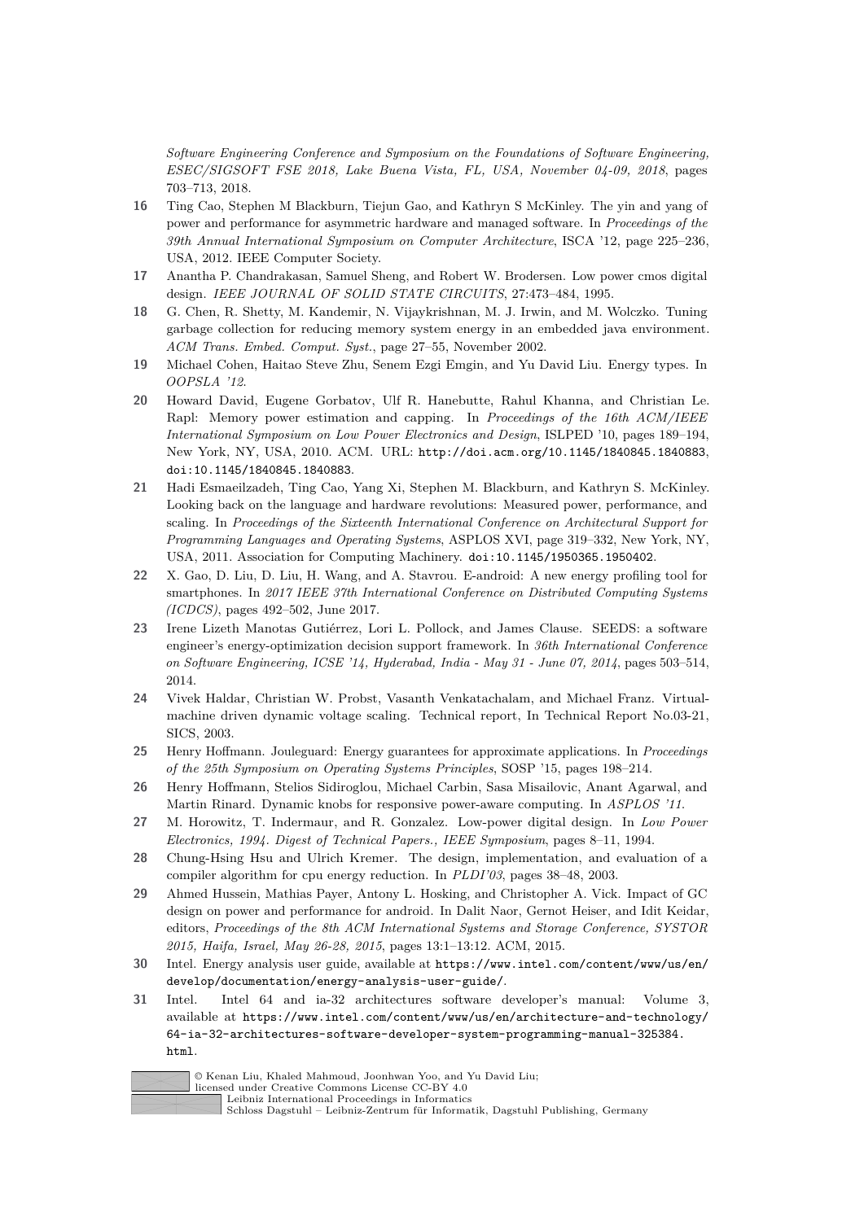*Software Engineering Conference and Symposium on the Foundations of Software Engineering, ESEC/SIGSOFT FSE 2018, Lake Buena Vista, FL, USA, November 04-09, 2018*, pages 703–713, 2018.

**16** Ting Cao, Stephen M Blackburn, Tiejun Gao, and Kathryn S McKinley. The yin and yang of power and performance for asymmetric hardware and managed software. In *Proceedings of the 39th Annual International Symposium on Computer Architecture*, ISCA '12, page 225–236, USA, 2012. IEEE Computer Society.

**17** Anantha P. Chandrakasan, Samuel Sheng, and Robert W. Brodersen. Low power cmos digital design. *IEEE JOURNAL OF SOLID STATE CIRCUITS*, 27:473–484, 1995.

**18** G. Chen, R. Shetty, M. Kandemir, N. Vijaykrishnan, M. J. Irwin, and M. Wolczko. Tuning garbage collection for reducing memory system energy in an embedded java environment. *ACM Trans. Embed. Comput. Syst.*, page 27–55, November 2002.

**19** Michael Cohen, Haitao Steve Zhu, Senem Ezgi Emgin, and Yu David Liu. Energy types. In *OOPSLA '12*.

**20** Howard David, Eugene Gorbatov, Ulf R. Hanebutte, Rahul Khanna, and Christian Le. Rapl: Memory power estimation and capping. In *Proceedings of the 16th ACM/IEEE International Symposium on Low Power Electronics and Design*, ISLPED '10, pages 189–194, New York, NY, USA, 2010. ACM. URL: `http://doi.acm.org/10.1145/1840845.1840883`, `doi:10.1145/1840845.1840883`.

**21** Hadi Esmaeilzadeh, Ting Cao, Yang Xi, Stephen M. Blackburn, and Kathryn S. McKinley. Looking back on the language and hardware revolutions: Measured power, performance, and scaling. In *Proceedings of the Sixteenth International Conference on Architectural Support for Programming Languages and Operating Systems*, ASPLOS XVI, page 319–332, New York, NY, USA, 2011. Association for Computing Machinery. `doi:10.1145/1950365.1950402`.

**22** X. Gao, D. Liu, D. Liu, H. Wang, and A. Stavrou. E-android: A new energy profiling tool for smartphones. In *2017 IEEE 37th International Conference on Distributed Computing Systems (ICDCS)*, pages 492–502, June 2017.

**23** Irene Lizeth Manotas Gutiérrez, Lori L. Pollock, and James Clause. SEEDS: a software engineer's energy-optimization decision support framework. In *36th International Conference on Software Engineering, ICSE '14, Hyderabad, India - May 31 - June 07, 2014*, pages 503–514, 2014.

**24** Vivek Haldar, Christian W. Probst, Vasanth Venkatachalam, and Michael Franz. Virtual-machine driven dynamic voltage scaling. Technical report, In Technical Report No.03-21, SICS, 2003.

**25** Henry Hoffmann. Jouleguard: Energy guarantees for approximate applications. In *Proceedings of the 25th Symposium on Operating Systems Principles*, SOSP '15, pages 198–214.

**26** Henry Hoffmann, Stelios Sidiroglou, Michael Carbin, Sasa Misailovic, Anant Agarwal, and Martin Rinard. Dynamic knobs for responsive power-aware computing. In *ASPLOS '11*.

**27** M. Horowitz, T. Indermaur, and R. Gonzalez. Low-power digital design. In *Low Power Electronics, 1994. Digest of Technical Papers., IEEE Symposium*, pages 8–11, 1994.

**28** Chung-Hsing Hsu and Ulrich Kremer. The design, implementation, and evaluation of a compiler algorithm for cpu energy reduction. In *PLDI'03*, pages 38–48, 2003.

**29** Ahmed Hussein, Mathias Payer, Antony L. Hosking, and Christopher A. Vick. Impact of GC design on power and performance for android. In Dalit Naor, Gernot Heiser, and Idit Keidar, editors, *Proceedings of the 8th ACM International Systems and Storage Conference, SYSTOR 2015, Haifa, Israel, May 26-28, 2015*, pages 13:1–13:12. ACM, 2015.

**30** Intel. Energy analysis user guide, available at `https://www.intel.com/content/www/us/en/develop/documentation/energy-analysis-user-guide/`.

**31** Intel. Intel 64 and ia-32 architectures software developer's manual: Volume 3, available at `https://www.intel.com/content/www/us/en/architecture-and-technology/64-ia-32-architectures-software-developer-system-programming-manual-325384.html`.

© Kenan Liu, Khaled Mahmoud, Joonhwan Yoo, and Yu David Liu;
licensed under Creative Commons License CC-BY 4.0
Leibniz International Proceedings in Informatics
Schloss Dagstuhl – Leibniz-Zentrum für Informatik, Dagstuhl Publishing, Germany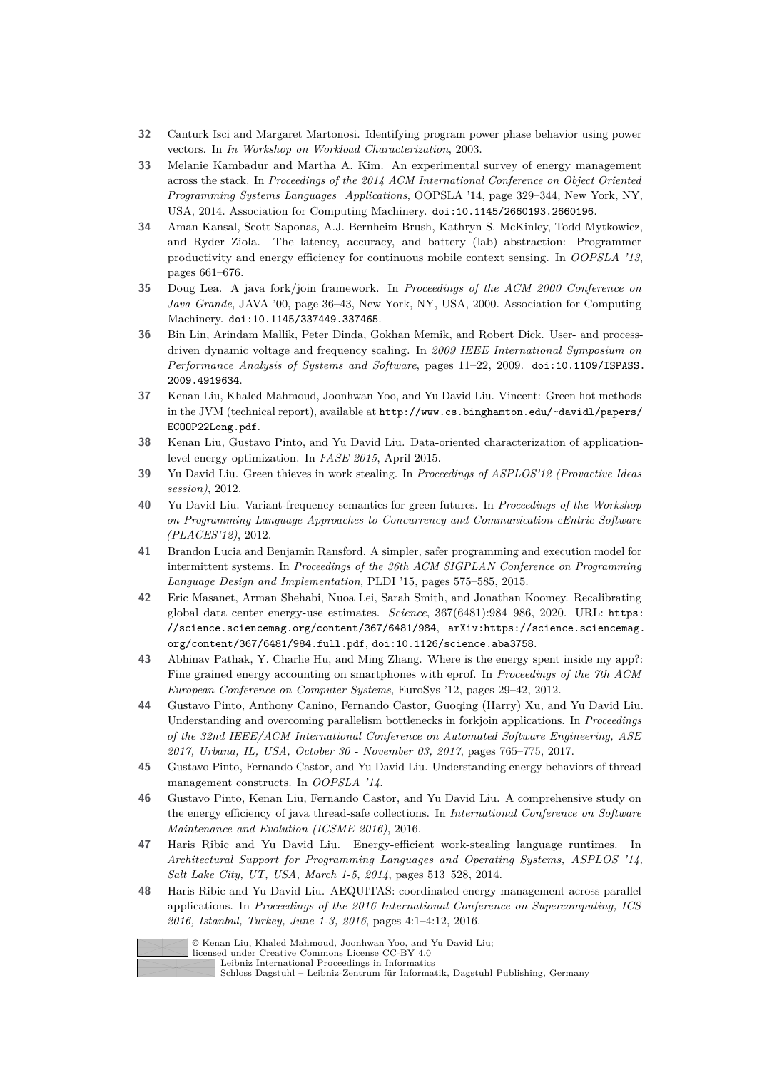**32** Canturk Isci and Margaret Martonosi. Identifying program power phase behavior using power vectors. In *In Workshop on Workload Characterization*, 2003.

**33** Melanie Kambadur and Martha A. Kim. An experimental survey of energy management across the stack. In *Proceedings of the 2014 ACM International Conference on Object Oriented Programming Systems Languages Applications*, OOPSLA '14, page 329–344, New York, NY, USA, 2014. Association for Computing Machinery. doi:10.1145/2660193.2660196.

**34** Aman Kansal, Scott Saponas, A.J. Bernheim Brush, Kathryn S. McKinley, Todd Mytkowicz, and Ryder Ziola. The latency, accuracy, and battery (lab) abstraction: Programmer productivity and energy efficiency for continuous mobile context sensing. In *OOPSLA '13*, pages 661–676.

**35** Doug Lea. A java fork/join framework. In *Proceedings of the ACM 2000 Conference on Java Grande*, JAVA '00, page 36–43, New York, NY, USA, 2000. Association for Computing Machinery. doi:10.1145/337449.337465.

**36** Bin Lin, Arindam Mallik, Peter Dinda, Gokhan Memik, and Robert Dick. User- and process-driven dynamic voltage and frequency scaling. In *2009 IEEE International Symposium on Performance Analysis of Systems and Software*, pages 11–22, 2009. doi:10.1109/ISPASS.2009.4919634.

**37** Kenan Liu, Khaled Mahmoud, Joonhwan Yoo, and Yu David Liu. Vincent: Green hot methods in the JVM (technical report), available at http://www.cs.binghamton.edu/~davidl/papers/ECOOP22Long.pdf.

**38** Kenan Liu, Gustavo Pinto, and Yu David Liu. Data-oriented characterization of application-level energy optimization. In *FASE 2015*, April 2015.

**39** Yu David Liu. Green thieves in work stealing. In *Proceedings of ASPLOS'12 (Provactive Ideas session)*, 2012.

**40** Yu David Liu. Variant-frequency semantics for green futures. In *Proceedings of the Workshop on Programming Language Approaches to Concurrency and Communication-cEntric Software (PLACES'12)*, 2012.

**41** Brandon Lucia and Benjamin Ransford. A simpler, safer programming and execution model for intermittent systems. In *Proceedings of the 36th ACM SIGPLAN Conference on Programming Language Design and Implementation*, PLDI '15, pages 575–585, 2015.

**42** Eric Masanet, Arman Shehabi, Nuoa Lei, Sarah Smith, and Jonathan Koomey. Recalibrating global data center energy-use estimates. *Science*, 367(6481):984–986, 2020. URL: https://science.sciencemag.org/content/367/6481/984, arXiv:https://science.sciencemag.org/content/367/6481/984.full.pdf, doi:10.1126/science.aba3758.

**43** Abhinav Pathak, Y. Charlie Hu, and Ming Zhang. Where is the energy spent inside my app?: Fine grained energy accounting on smartphones with eprof. In *Proceedings of the 7th ACM European Conference on Computer Systems*, EuroSys '12, pages 29–42, 2012.

**44** Gustavo Pinto, Anthony Canino, Fernando Castor, Guoqing (Harry) Xu, and Yu David Liu. Understanding and overcoming parallelism bottlenecks in forkjoin applications. In *Proceedings of the 32nd IEEE/ACM International Conference on Automated Software Engineering, ASE 2017, Urbana, IL, USA, October 30 - November 03, 2017*, pages 765–775, 2017.

**45** Gustavo Pinto, Fernando Castor, and Yu David Liu. Understanding energy behaviors of thread management constructs. In *OOPSLA '14*.

**46** Gustavo Pinto, Kenan Liu, Fernando Castor, and Yu David Liu. A comprehensive study on the energy efficiency of java thread-safe collections. In *International Conference on Software Maintenance and Evolution (ICSME 2016)*, 2016.

**47** Haris Ribic and Yu David Liu. Energy-efficient work-stealing language runtimes. In *Architectural Support for Programming Languages and Operating Systems, ASPLOS '14, Salt Lake City, UT, USA, March 1-5, 2014*, pages 513–528, 2014.

**48** Haris Ribic and Yu David Liu. AEQUITAS: coordinated energy management across parallel applications. In *Proceedings of the 2016 International Conference on Supercomputing, ICS 2016, Istanbul, Turkey, June 1-3, 2016*, pages 4:1–4:12, 2016.

© Kenan Liu, Khaled Mahmoud, Joonhwan Yoo, and Yu David Liu;
licensed under Creative Commons License CC-BY 4.0
Leibniz International Proceedings in Informatics
Schloss Dagstuhl – Leibniz-Zentrum für Informatik, Dagstuhl Publishing, Germany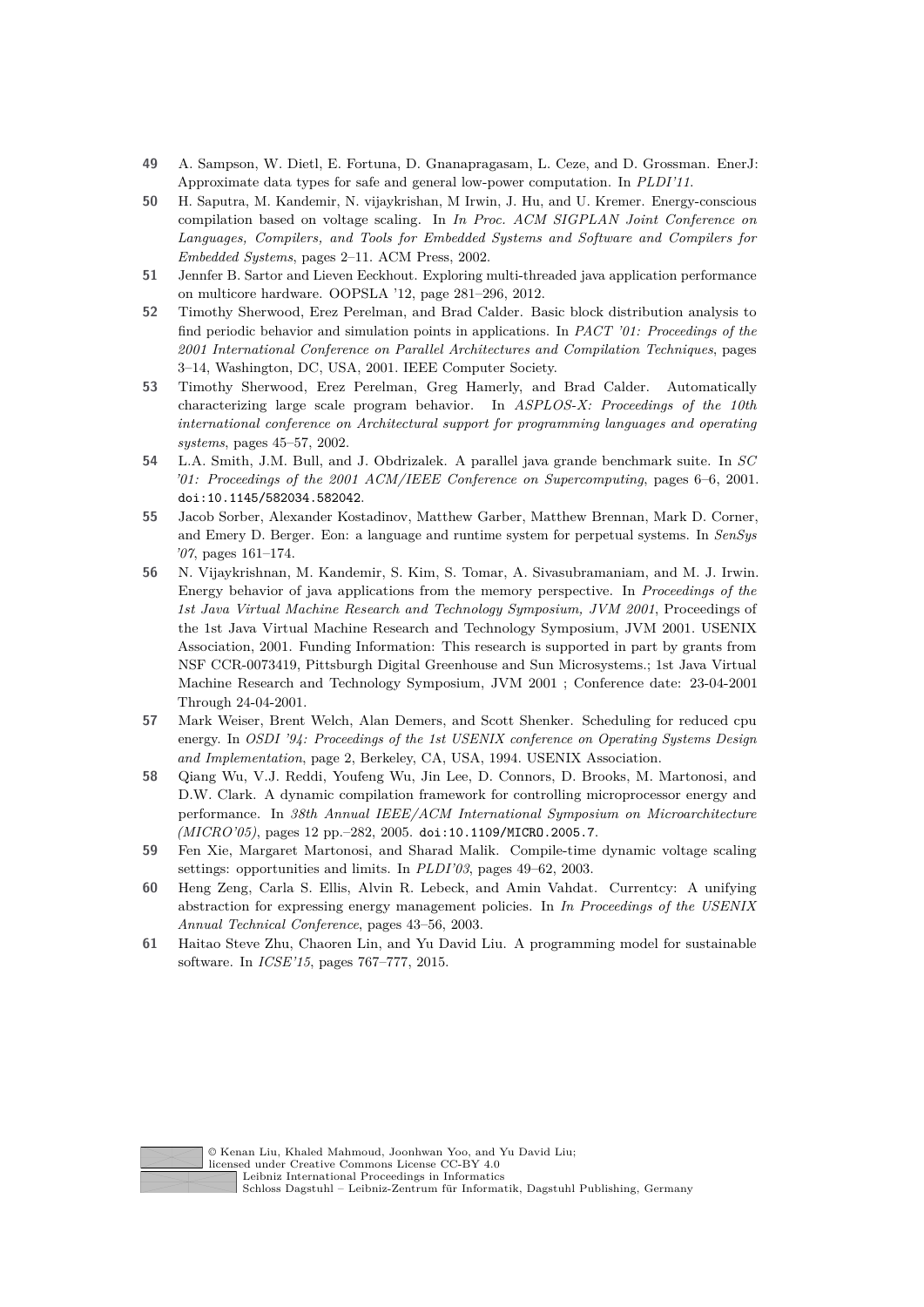49 A. Sampson, W. Dietl, E. Fortuna, D. Gnanapragasam, L. Ceze, and D. Grossman. EnerJ: Approximate data types for safe and general low-power computation. In *PLDI'11*.

50 H. Saputra, M. Kandemir, N. vijaykrishan, M Irwin, J. Hu, and U. Kremer. Energy-conscious compilation based on voltage scaling. In *In Proc. ACM SIGPLAN Joint Conference on Languages, Compilers, and Tools for Embedded Systems and Software and Compilers for Embedded Systems*, pages 2–11. ACM Press, 2002.

51 Jennfer B. Sartor and Lieven Eeckhout. Exploring multi-threaded java application performance on multicore hardware. OOPSLA '12, page 281–296, 2012.

52 Timothy Sherwood, Erez Perelman, and Brad Calder. Basic block distribution analysis to find periodic behavior and simulation points in applications. In *PACT '01: Proceedings of the 2001 International Conference on Parallel Architectures and Compilation Techniques*, pages 3–14, Washington, DC, USA, 2001. IEEE Computer Society.

53 Timothy Sherwood, Erez Perelman, Greg Hamerly, and Brad Calder. Automatically characterizing large scale program behavior. In *ASPLOS-X: Proceedings of the 10th international conference on Architectural support for programming languages and operating systems*, pages 45–57, 2002.

54 L.A. Smith, J.M. Bull, and J. Obdrizalek. A parallel java grande benchmark suite. In *SC '01: Proceedings of the 2001 ACM/IEEE Conference on Supercomputing*, pages 6–6, 2001. doi:10.1145/582034.582042.

55 Jacob Sorber, Alexander Kostadinov, Matthew Garber, Matthew Brennan, Mark D. Corner, and Emery D. Berger. Eon: a language and runtime system for perpetual systems. In *SenSys '07*, pages 161–174.

56 N. Vijaykrishnan, M. Kandemir, S. Kim, S. Tomar, A. Sivasubramaniam, and M. J. Irwin. Energy behavior of java applications from the memory perspective. In *Proceedings of the 1st Java Virtual Machine Research and Technology Symposium, JVM 2001*, Proceedings of the 1st Java Virtual Machine Research and Technology Symposium, JVM 2001. USENIX Association, 2001. Funding Information: This research is supported in part by grants from NSF CCR-0073419, Pittsburgh Digital Greenhouse and Sun Microsystems.; 1st Java Virtual Machine Research and Technology Symposium, JVM 2001 ; Conference date: 23-04-2001 Through 24-04-2001.

57 Mark Weiser, Brent Welch, Alan Demers, and Scott Shenker. Scheduling for reduced cpu energy. In *OSDI '94: Proceedings of the 1st USENIX conference on Operating Systems Design and Implementation*, page 2, Berkeley, CA, USA, 1994. USENIX Association.

58 Qiang Wu, V.J. Reddi, Youfeng Wu, Jin Lee, D. Connors, D. Brooks, M. Martonosi, and D.W. Clark. A dynamic compilation framework for controlling microprocessor energy and performance. In *38th Annual IEEE/ACM International Symposium on Microarchitecture (MICRO'05)*, pages 12 pp.–282, 2005. doi:10.1109/MICRO.2005.7.

59 Fen Xie, Margaret Martonosi, and Sharad Malik. Compile-time dynamic voltage scaling settings: opportunities and limits. In *PLDI'03*, pages 49–62, 2003.

60 Heng Zeng, Carla S. Ellis, Alvin R. Lebeck, and Amin Vahdat. Currentcy: A unifying abstraction for expressing energy management policies. In *In Proceedings of the USENIX Annual Technical Conference*, pages 43–56, 2003.

61 Haitao Steve Zhu, Chaoren Lin, and Yu David Liu. A programming model for sustainable software. In *ICSE'15*, pages 767–777, 2015.

© Kenan Liu, Khaled Mahmoud, Joonhwan Yoo, and Yu David Liu;
licensed under Creative Commons License CC-BY 4.0
Leibniz International Proceedings in Informatics
Schloss Dagstuhl – Leibniz-Zentrum für Informatik, Dagstuhl Publishing, Germany